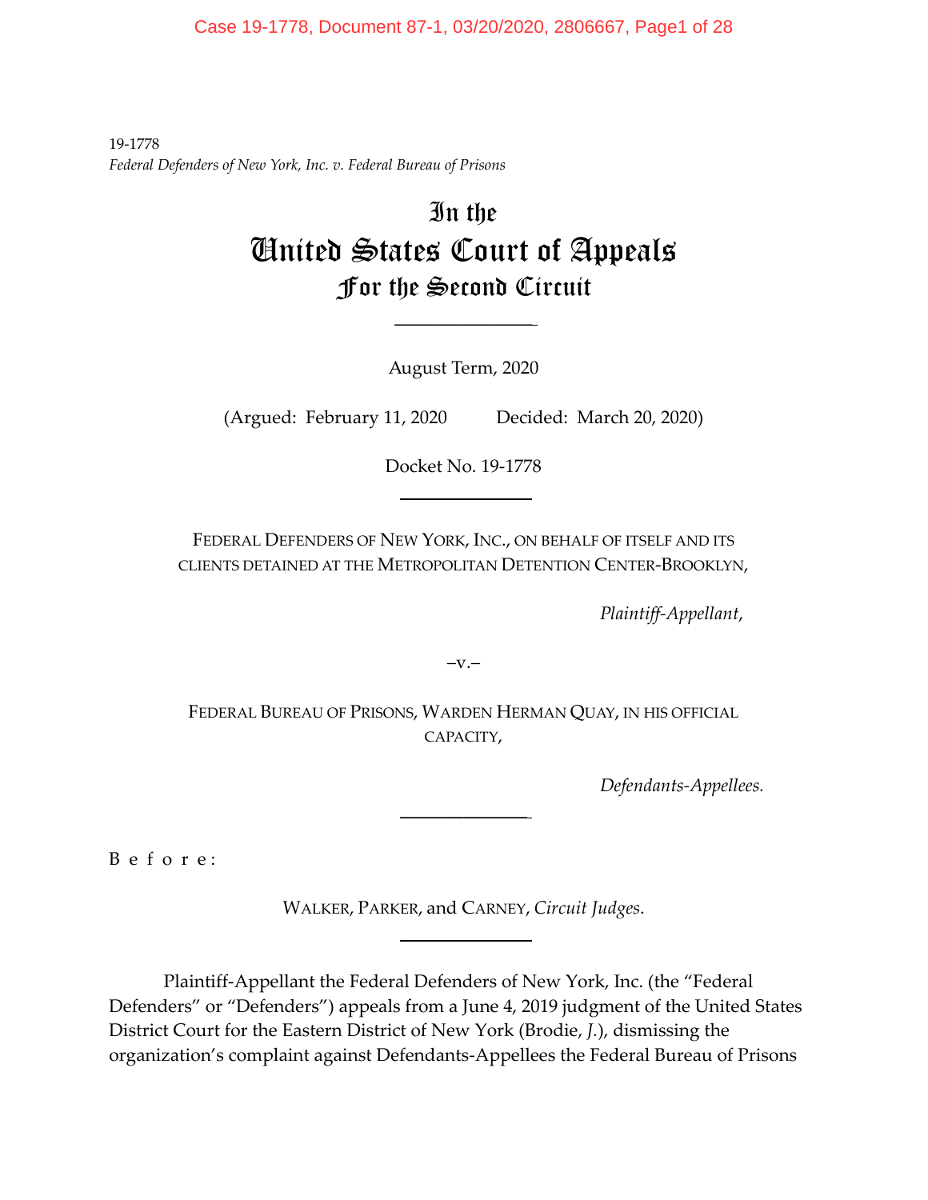19-1778
*Federal Defenders of New York, Inc. v. Federal Bureau of Prisons*

# In the United States Court of Appeals For the Second Circuit

August Term, 2020

(Argued: February 11, 2020 Decided: March 20, 2020)

Docket No. 19-1778

FEDERAL DEFENDERS OF NEW YORK, INC., ON BEHALF OF ITSELF AND ITS CLIENTS DETAINED AT THE METROPOLITAN DETENTION CENTER-BROOKLYN,

*Plaintiff-Appellant*,

–v.–

FEDERAL BUREAU OF PRISONS, WARDEN HERMAN QUAY, IN HIS OFFICIAL CAPACITY,

*Defendants-Appellees.*

B e f o r e :

WALKER, PARKER, and CARNEY, *Circuit Judges*.

Plaintiff-Appellant the Federal Defenders of New York, Inc. (the "Federal Defenders" or "Defenders") appeals from a June 4, 2019 judgment of the United States District Court for the Eastern District of New York (Brodie, *J.*), dismissing the organization's complaint against Defendants-Appellees the Federal Bureau of Prisons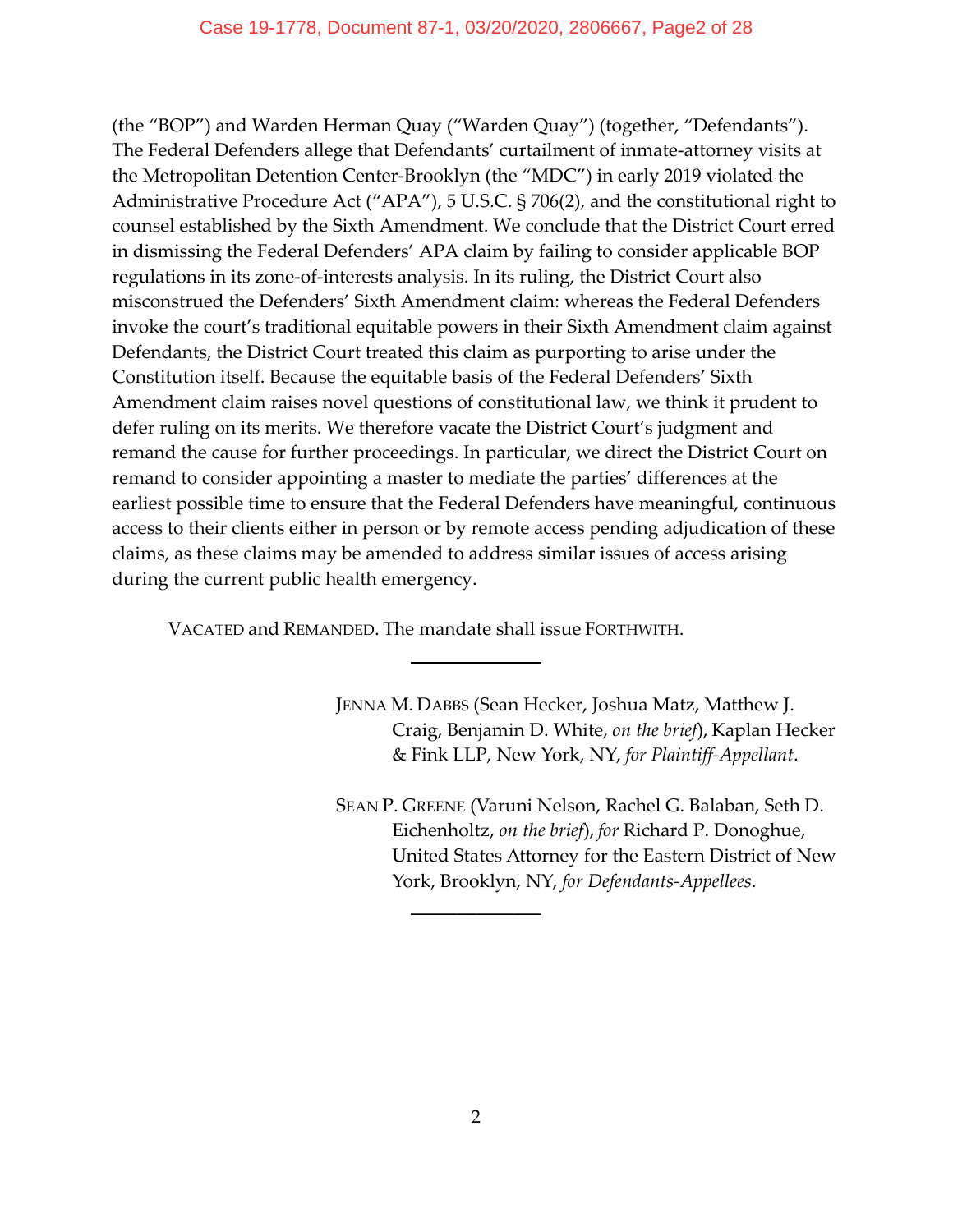(the "BOP") and Warden Herman Quay ("Warden Quay") (together, "Defendants"). The Federal Defenders allege that Defendants' curtailment of inmate-attorney visits at the Metropolitan Detention Center-Brooklyn (the "MDC") in early 2019 violated the Administrative Procedure Act ("APA"), 5 U.S.C. § 706(2), and the constitutional right to counsel established by the Sixth Amendment. We conclude that the District Court erred in dismissing the Federal Defenders' APA claim by failing to consider applicable BOP regulations in its zone-of-interests analysis. In its ruling, the District Court also misconstrued the Defenders' Sixth Amendment claim: whereas the Federal Defenders invoke the court's traditional equitable powers in their Sixth Amendment claim against Defendants, the District Court treated this claim as purporting to arise under the Constitution itself. Because the equitable basis of the Federal Defenders' Sixth Amendment claim raises novel questions of constitutional law, we think it prudent to defer ruling on its merits. We therefore vacate the District Court's judgment and remand the cause for further proceedings. In particular, we direct the District Court on remand to consider appointing a master to mediate the parties' differences at the earliest possible time to ensure that the Federal Defenders have meaningful, continuous access to their clients either in person or by remote access pending adjudication of these claims, as these claims may be amended to address similar issues of access arising during the current public health emergency.

VACATED and REMANDED. The mandate shall issue FORTHWITH.

---

JENNA M. DABBS (Sean Hecker, Joshua Matz, Matthew J. Craig, Benjamin D. White, *on the brief*), Kaplan Hecker & Fink LLP, New York, NY, *for Plaintiff-Appellant*.

SEAN P. GREENE (Varuni Nelson, Rachel G. Balaban, Seth D. Eichenholtz, *on the brief*), *for* Richard P. Donoghue, United States Attorney for the Eastern District of New York, Brooklyn, NY, *for Defendants-Appellees*.

---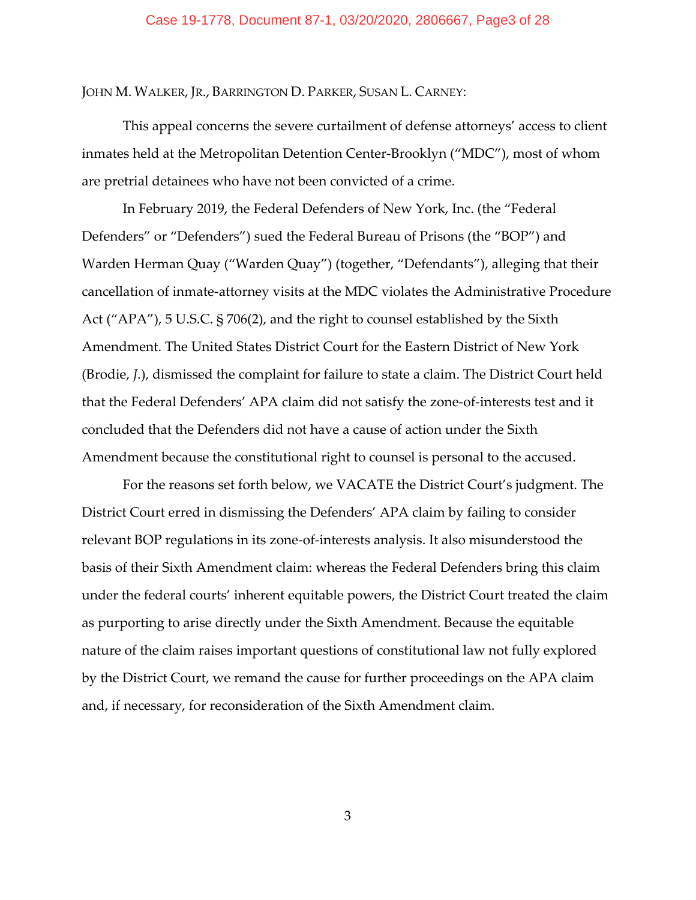JOHN M. WALKER, JR., BARRINGTON D. PARKER, SUSAN L. CARNEY:

This appeal concerns the severe curtailment of defense attorneys' access to client inmates held at the Metropolitan Detention Center-Brooklyn ("MDC"), most of whom are pretrial detainees who have not been convicted of a crime.

In February 2019, the Federal Defenders of New York, Inc. (the "Federal Defenders" or "Defenders") sued the Federal Bureau of Prisons (the "BOP") and Warden Herman Quay ("Warden Quay") (together, "Defendants"), alleging that their cancellation of inmate-attorney visits at the MDC violates the Administrative Procedure Act ("APA"), 5 U.S.C. § 706(2), and the right to counsel established by the Sixth Amendment. The United States District Court for the Eastern District of New York (Brodie, *J.*), dismissed the complaint for failure to state a claim. The District Court held that the Federal Defenders' APA claim did not satisfy the zone-of-interests test and it concluded that the Defenders did not have a cause of action under the Sixth Amendment because the constitutional right to counsel is personal to the accused.

For the reasons set forth below, we VACATE the District Court's judgment. The District Court erred in dismissing the Defenders' APA claim by failing to consider relevant BOP regulations in its zone-of-interests analysis. It also misunderstood the basis of their Sixth Amendment claim: whereas the Federal Defenders bring this claim under the federal courts' inherent equitable powers, the District Court treated the claim as purporting to arise directly under the Sixth Amendment. Because the equitable nature of the claim raises important questions of constitutional law not fully explored by the District Court, we remand the cause for further proceedings on the APA claim and, if necessary, for reconsideration of the Sixth Amendment claim.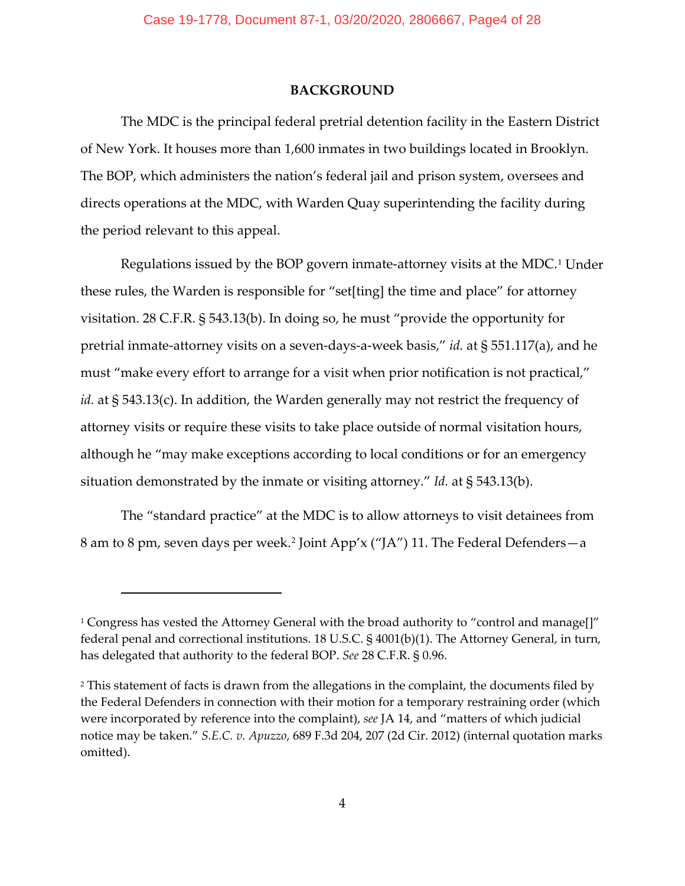## BACKGROUND

The MDC is the principal federal pretrial detention facility in the Eastern District of New York. It houses more than 1,600 inmates in two buildings located in Brooklyn. The BOP, which administers the nation's federal jail and prison system, oversees and directs operations at the MDC, with Warden Quay superintending the facility during the period relevant to this appeal.

Regulations issued by the BOP govern inmate-attorney visits at the MDC.[1] Under these rules, the Warden is responsible for "set[ting] the time and place" for attorney visitation. 28 C.F.R. § 543.13(b). In doing so, he must "provide the opportunity for pretrial inmate-attorney visits on a seven-days-a-week basis," *id.* at § 551.117(a), and he must "make every effort to arrange for a visit when prior notification is not practical," *id.* at § 543.13(c). In addition, the Warden generally may not restrict the frequency of attorney visits or require these visits to take place outside of normal visitation hours, although he "may make exceptions according to local conditions or for an emergency situation demonstrated by the inmate or visiting attorney." *Id.* at § 543.13(b).

The "standard practice" at the MDC is to allow attorneys to visit detainees from 8 am to 8 pm, seven days per week.[2] Joint App'x ("JA") 11. The Federal Defenders—a

---

[1] Congress has vested the Attorney General with the broad authority to "control and manage[]" federal penal and correctional institutions. 18 U.S.C. § 4001(b)(1). The Attorney General, in turn, has delegated that authority to the federal BOP. *See* 28 C.F.R. § 0.96.

[2] This statement of facts is drawn from the allegations in the complaint, the documents filed by the Federal Defenders in connection with their motion for a temporary restraining order (which were incorporated by reference into the complaint), *see* JA 14, and "matters of which judicial notice may be taken." *S.E.C. v. Apuzzo*, 689 F.3d 204, 207 (2d Cir. 2012) (internal quotation marks omitted).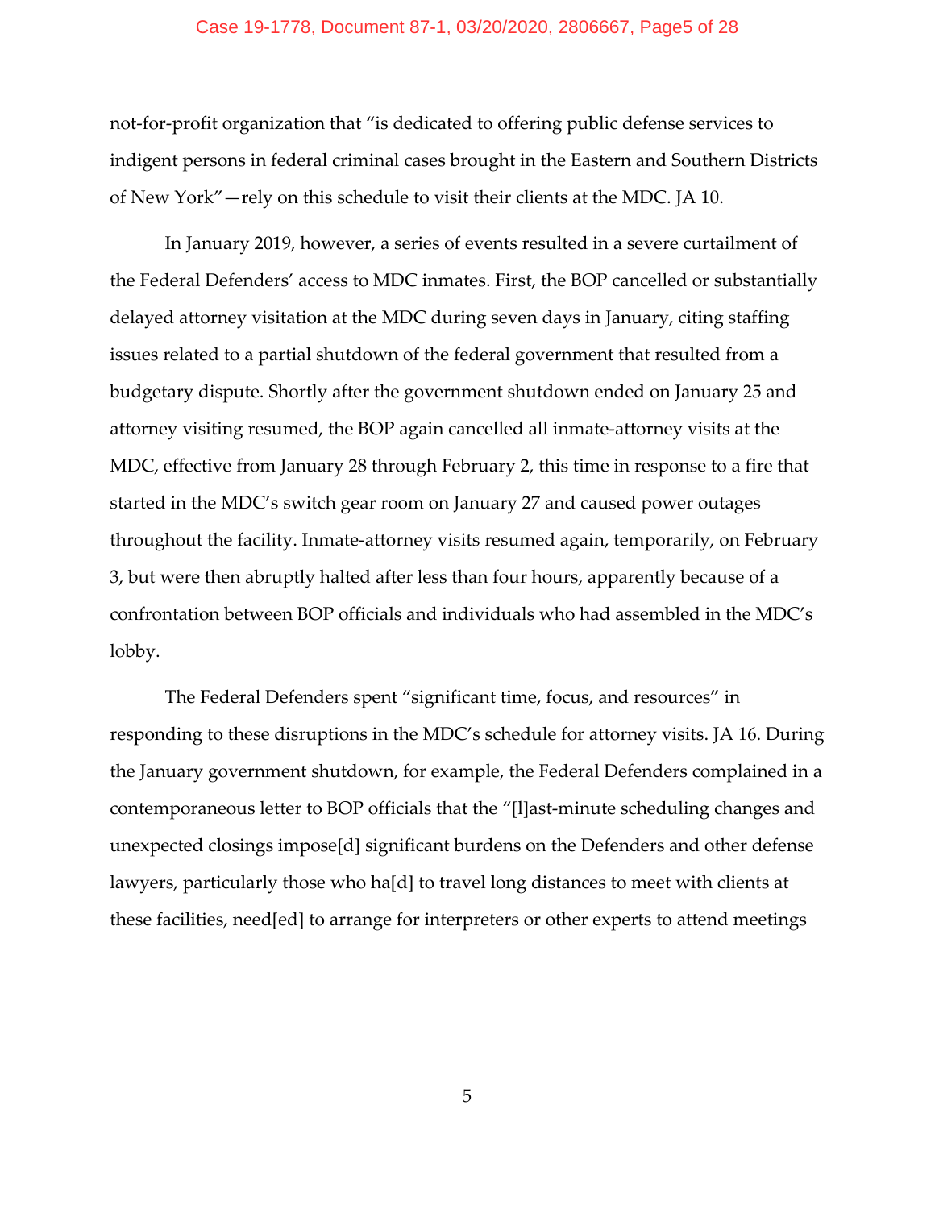not-for-profit organization that "is dedicated to offering public defense services to indigent persons in federal criminal cases brought in the Eastern and Southern Districts of New York"—rely on this schedule to visit their clients at the MDC. JA 10.

In January 2019, however, a series of events resulted in a severe curtailment of the Federal Defenders' access to MDC inmates. First, the BOP cancelled or substantially delayed attorney visitation at the MDC during seven days in January, citing staffing issues related to a partial shutdown of the federal government that resulted from a budgetary dispute. Shortly after the government shutdown ended on January 25 and attorney visiting resumed, the BOP again cancelled all inmate-attorney visits at the MDC, effective from January 28 through February 2, this time in response to a fire that started in the MDC's switch gear room on January 27 and caused power outages throughout the facility. Inmate-attorney visits resumed again, temporarily, on February 3, but were then abruptly halted after less than four hours, apparently because of a confrontation between BOP officials and individuals who had assembled in the MDC's lobby.

The Federal Defenders spent "significant time, focus, and resources" in responding to these disruptions in the MDC's schedule for attorney visits. JA 16. During the January government shutdown, for example, the Federal Defenders complained in a contemporaneous letter to BOP officials that the "[l]ast-minute scheduling changes and unexpected closings impose[d] significant burdens on the Defenders and other defense lawyers, particularly those who ha[d] to travel long distances to meet with clients at these facilities, need[ed] to arrange for interpreters or other experts to attend meetings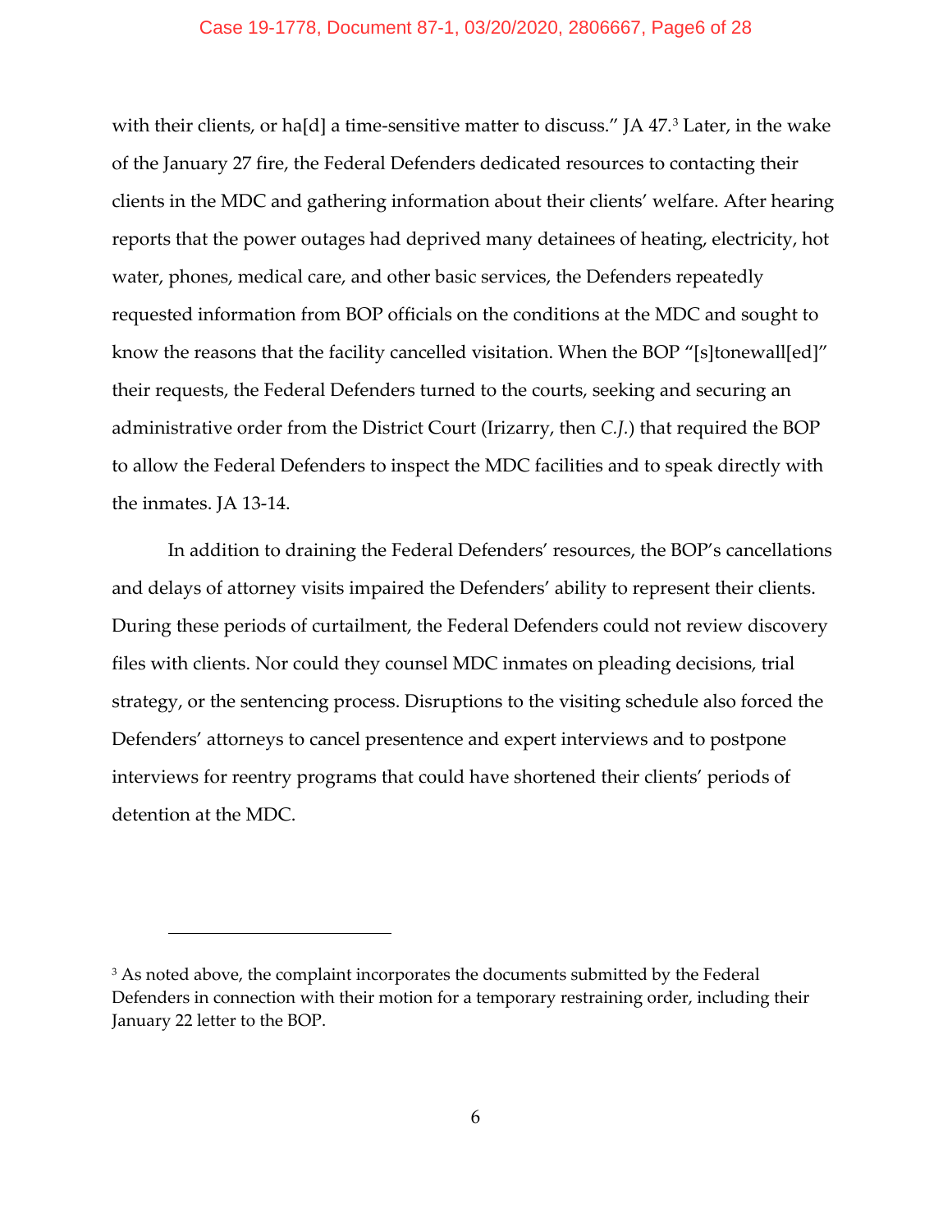with their clients, or ha[d] a time-sensitive matter to discuss." JA 47.[3] Later, in the wake of the January 27 fire, the Federal Defenders dedicated resources to contacting their clients in the MDC and gathering information about their clients' welfare. After hearing reports that the power outages had deprived many detainees of heating, electricity, hot water, phones, medical care, and other basic services, the Defenders repeatedly requested information from BOP officials on the conditions at the MDC and sought to know the reasons that the facility cancelled visitation. When the BOP "[s]tonewall[ed]" their requests, the Federal Defenders turned to the courts, seeking and securing an administrative order from the District Court (Irizarry, then *C.J.*) that required the BOP to allow the Federal Defenders to inspect the MDC facilities and to speak directly with the inmates. JA 13-14.

In addition to draining the Federal Defenders' resources, the BOP's cancellations and delays of attorney visits impaired the Defenders' ability to represent their clients. During these periods of curtailment, the Federal Defenders could not review discovery files with clients. Nor could they counsel MDC inmates on pleading decisions, trial strategy, or the sentencing process. Disruptions to the visiting schedule also forced the Defenders' attorneys to cancel presentence and expert interviews and to postpone interviews for reentry programs that could have shortened their clients' periods of detention at the MDC.

---

[3] As noted above, the complaint incorporates the documents submitted by the Federal Defenders in connection with their motion for a temporary restraining order, including their January 22 letter to the BOP.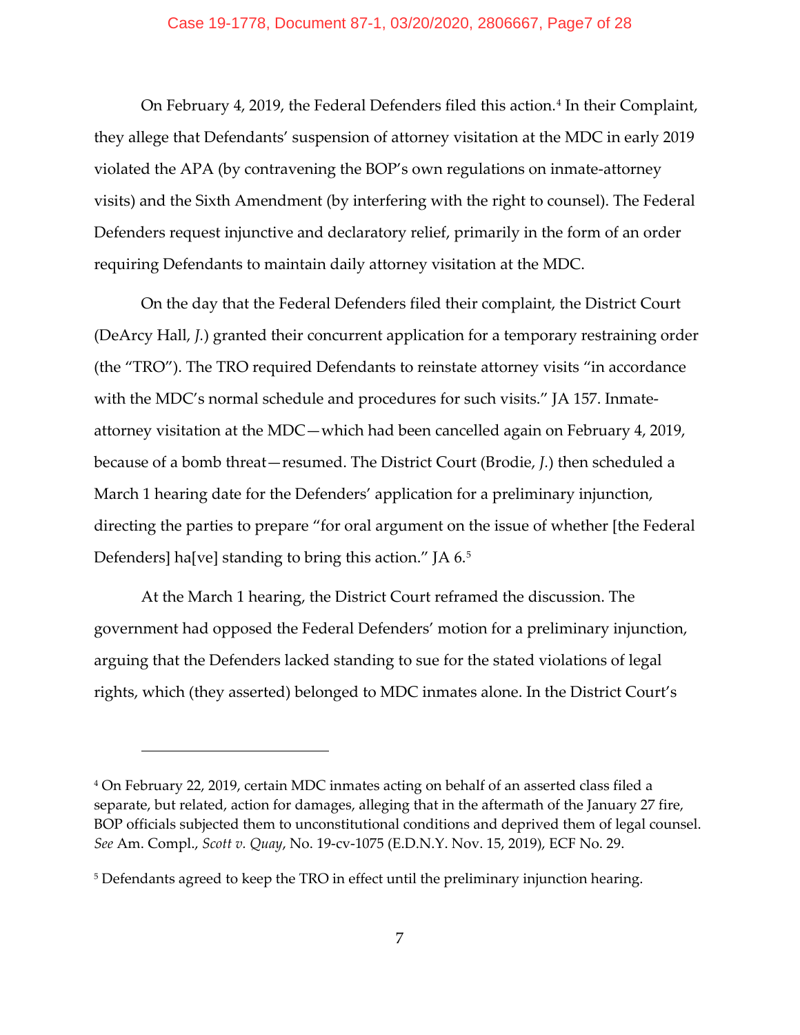On February 4, 2019, the Federal Defenders filed this action.[4] In their Complaint, they allege that Defendants' suspension of attorney visitation at the MDC in early 2019 violated the APA (by contravening the BOP's own regulations on inmate-attorney visits) and the Sixth Amendment (by interfering with the right to counsel). The Federal Defenders request injunctive and declaratory relief, primarily in the form of an order requiring Defendants to maintain daily attorney visitation at the MDC.

On the day that the Federal Defenders filed their complaint, the District Court (DeArcy Hall, *J.*) granted their concurrent application for a temporary restraining order (the "TRO"). The TRO required Defendants to reinstate attorney visits "in accordance with the MDC's normal schedule and procedures for such visits." JA 157. Inmate-attorney visitation at the MDC—which had been cancelled again on February 4, 2019, because of a bomb threat—resumed. The District Court (Brodie, *J.*) then scheduled a March 1 hearing date for the Defenders' application for a preliminary injunction, directing the parties to prepare "for oral argument on the issue of whether [the Federal Defenders] ha[ve] standing to bring this action." JA 6.[5]

At the March 1 hearing, the District Court reframed the discussion. The government had opposed the Federal Defenders' motion for a preliminary injunction, arguing that the Defenders lacked standing to sue for the stated violations of legal rights, which (they asserted) belonged to MDC inmates alone. In the District Court's

---

[4] On February 22, 2019, certain MDC inmates acting on behalf of an asserted class filed a separate, but related, action for damages, alleging that in the aftermath of the January 27 fire, BOP officials subjected them to unconstitutional conditions and deprived them of legal counsel. *See* Am. Compl., *Scott v. Quay*, No. 19-cv-1075 (E.D.N.Y. Nov. 15, 2019), ECF No. 29.

[5] Defendants agreed to keep the TRO in effect until the preliminary injunction hearing.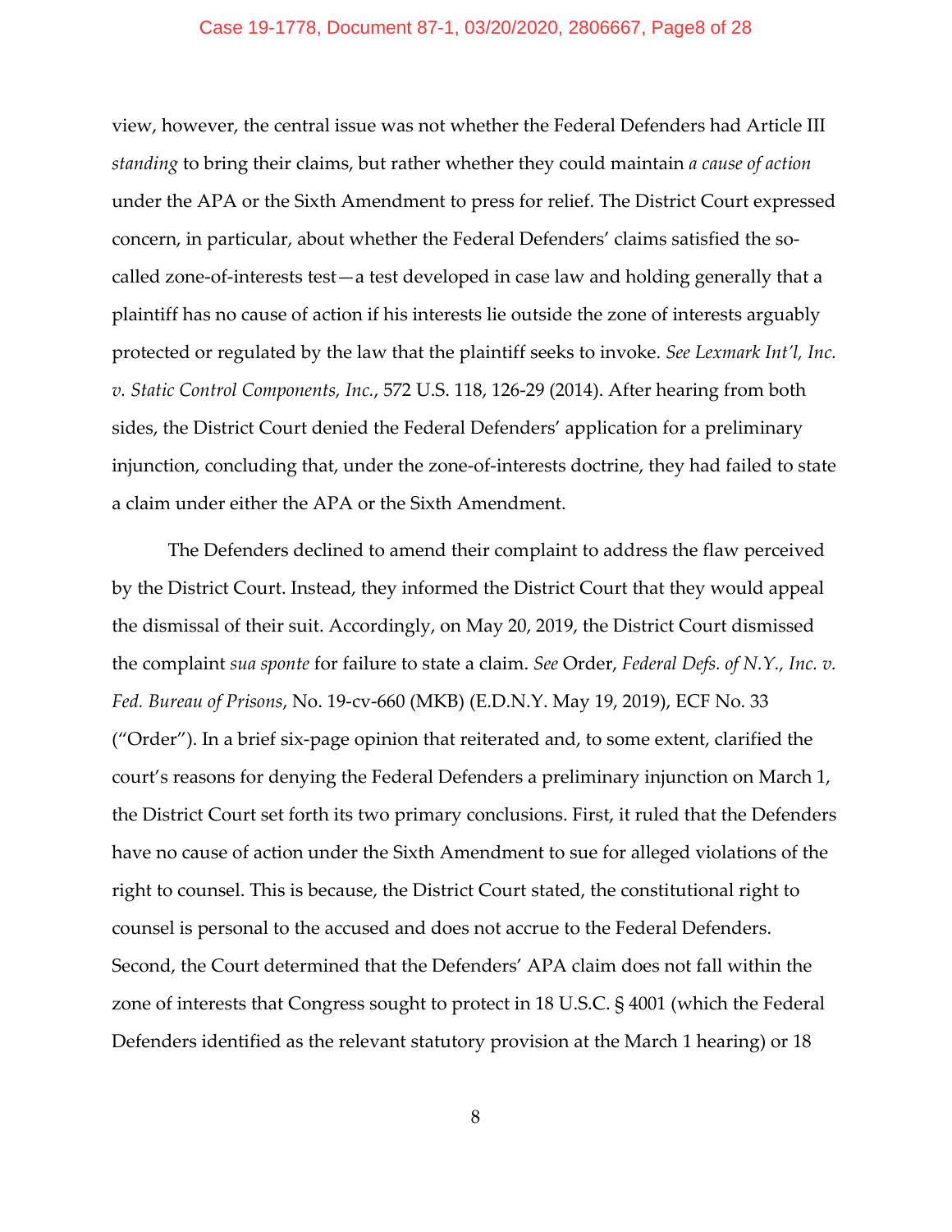view, however, the central issue was not whether the Federal Defenders had Article III *standing* to bring their claims, but rather whether they could maintain *a cause of action* under the APA or the Sixth Amendment to press for relief. The District Court expressed concern, in particular, about whether the Federal Defenders' claims satisfied the so-called zone-of-interests test—a test developed in case law and holding generally that a plaintiff has no cause of action if his interests lie outside the zone of interests arguably protected or regulated by the law that the plaintiff seeks to invoke. *See Lexmark Int'l, Inc. v. Static Control Components, Inc.*, 572 U.S. 118, 126-29 (2014). After hearing from both sides, the District Court denied the Federal Defenders' application for a preliminary injunction, concluding that, under the zone-of-interests doctrine, they had failed to state a claim under either the APA or the Sixth Amendment.

The Defenders declined to amend their complaint to address the flaw perceived by the District Court. Instead, they informed the District Court that they would appeal the dismissal of their suit. Accordingly, on May 20, 2019, the District Court dismissed the complaint *sua sponte* for failure to state a claim. *See* Order, *Federal Defs. of N.Y., Inc. v. Fed. Bureau of Prisons*, No. 19-cv-660 (MKB) (E.D.N.Y. May 19, 2019), ECF No. 33 ("Order"). In a brief six-page opinion that reiterated and, to some extent, clarified the court's reasons for denying the Federal Defenders a preliminary injunction on March 1, the District Court set forth its two primary conclusions. First, it ruled that the Defenders have no cause of action under the Sixth Amendment to sue for alleged violations of the right to counsel. This is because, the District Court stated, the constitutional right to counsel is personal to the accused and does not accrue to the Federal Defenders. Second, the Court determined that the Defenders' APA claim does not fall within the zone of interests that Congress sought to protect in 18 U.S.C. § 4001 (which the Federal Defenders identified as the relevant statutory provision at the March 1 hearing) or 18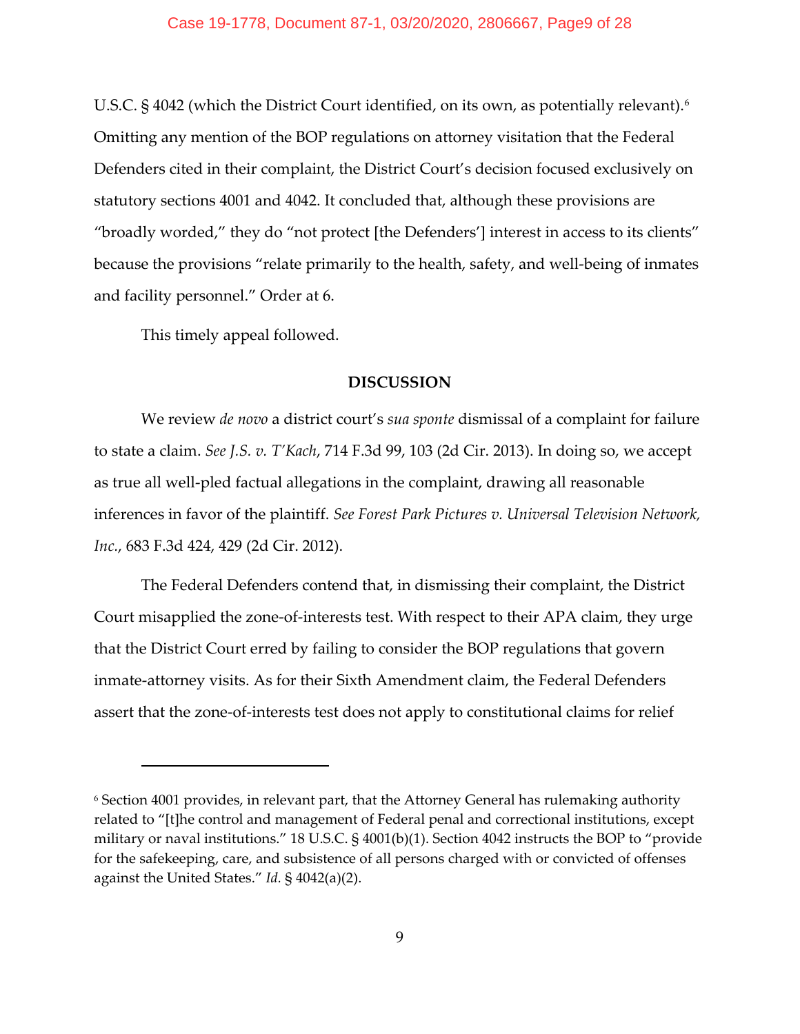U.S.C. § 4042 (which the District Court identified, on its own, as potentially relevant).[6] Omitting any mention of the BOP regulations on attorney visitation that the Federal Defenders cited in their complaint, the District Court's decision focused exclusively on statutory sections 4001 and 4042. It concluded that, although these provisions are "broadly worded," they do "not protect [the Defenders'] interest in access to its clients" because the provisions "relate primarily to the health, safety, and well-being of inmates and facility personnel." Order at 6.

This timely appeal followed.

**DISCUSSION**

We review *de novo* a district court's *sua sponte* dismissal of a complaint for failure to state a claim. *See J.S. v. T'Kach*, 714 F.3d 99, 103 (2d Cir. 2013). In doing so, we accept as true all well-pled factual allegations in the complaint, drawing all reasonable inferences in favor of the plaintiff. *See Forest Park Pictures v. Universal Television Network, Inc.*, 683 F.3d 424, 429 (2d Cir. 2012).

The Federal Defenders contend that, in dismissing their complaint, the District Court misapplied the zone-of-interests test. With respect to their APA claim, they urge that the District Court erred by failing to consider the BOP regulations that govern inmate-attorney visits. As for their Sixth Amendment claim, the Federal Defenders assert that the zone-of-interests test does not apply to constitutional claims for relief

---

[6] Section 4001 provides, in relevant part, that the Attorney General has rulemaking authority related to "[t]he control and management of Federal penal and correctional institutions, except military or naval institutions." 18 U.S.C. § 4001(b)(1). Section 4042 instructs the BOP to "provide for the safekeeping, care, and subsistence of all persons charged with or convicted of offenses against the United States." *Id.* § 4042(a)(2).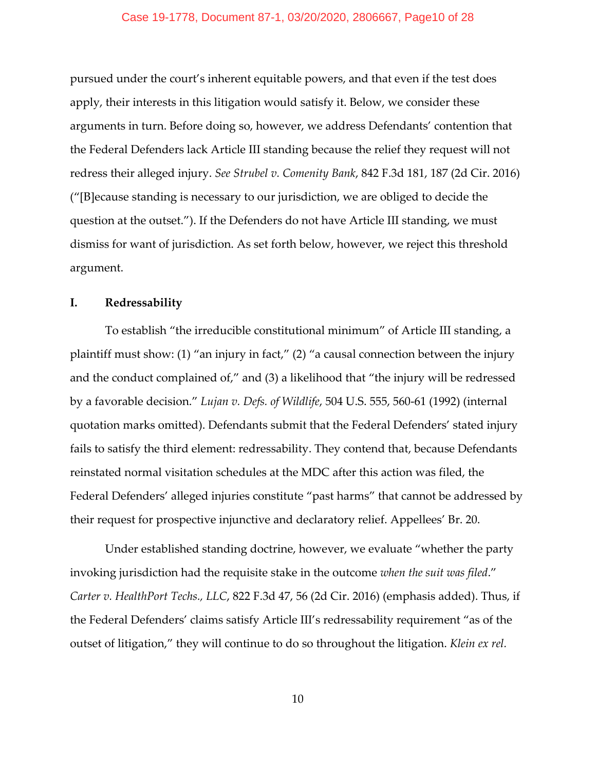pursued under the court's inherent equitable powers, and that even if the test does apply, their interests in this litigation would satisfy it. Below, we consider these arguments in turn. Before doing so, however, we address Defendants' contention that the Federal Defenders lack Article III standing because the relief they request will not redress their alleged injury. *See Strubel v. Comenity Bank*, 842 F.3d 181, 187 (2d Cir. 2016) ("[B]ecause standing is necessary to our jurisdiction, we are obliged to decide the question at the outset."). If the Defenders do not have Article III standing, we must dismiss for want of jurisdiction. As set forth below, however, we reject this threshold argument.

## I. Redressability

To establish "the irreducible constitutional minimum" of Article III standing, a plaintiff must show: (1) "an injury in fact," (2) "a causal connection between the injury and the conduct complained of," and (3) a likelihood that "the injury will be redressed by a favorable decision." *Lujan v. Defs. of Wildlife*, 504 U.S. 555, 560-61 (1992) (internal quotation marks omitted). Defendants submit that the Federal Defenders' stated injury fails to satisfy the third element: redressability. They contend that, because Defendants reinstated normal visitation schedules at the MDC after this action was filed, the Federal Defenders' alleged injuries constitute "past harms" that cannot be addressed by their request for prospective injunctive and declaratory relief. Appellees' Br. 20.

Under established standing doctrine, however, we evaluate "whether the party invoking jurisdiction had the requisite stake in the outcome *when the suit was filed*." *Carter v. HealthPort Techs., LLC*, 822 F.3d 47, 56 (2d Cir. 2016) (emphasis added). Thus, if the Federal Defenders' claims satisfy Article III's redressability requirement "as of the outset of litigation," they will continue to do so throughout the litigation. *Klein ex rel.*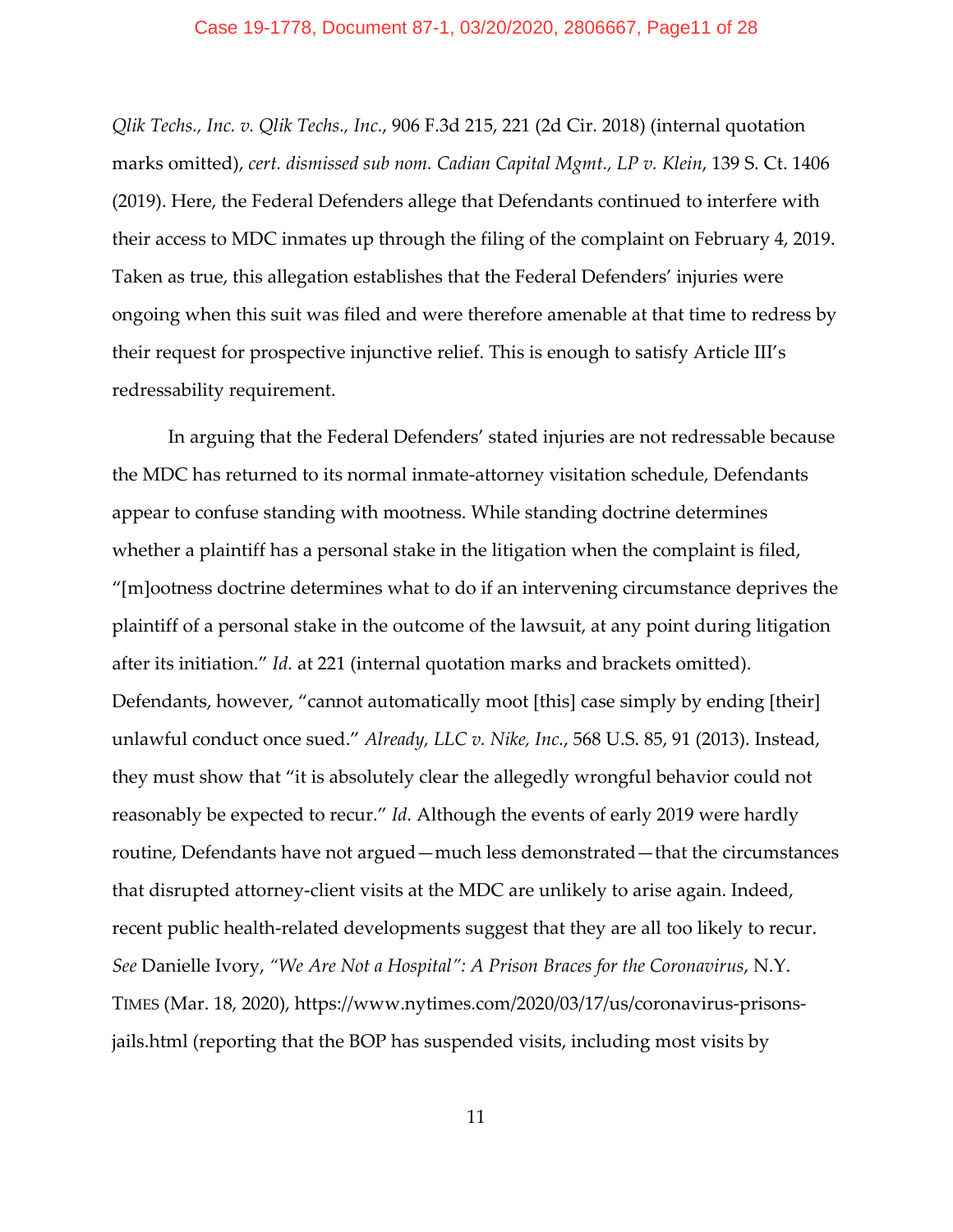*Qlik Techs., Inc. v. Qlik Techs., Inc.*, 906 F.3d 215, 221 (2d Cir. 2018) (internal quotation marks omitted), *cert. dismissed sub nom. Cadian Capital Mgmt., LP v. Klein*, 139 S. Ct. 1406 (2019). Here, the Federal Defenders allege that Defendants continued to interfere with their access to MDC inmates up through the filing of the complaint on February 4, 2019. Taken as true, this allegation establishes that the Federal Defenders' injuries were ongoing when this suit was filed and were therefore amenable at that time to redress by their request for prospective injunctive relief. This is enough to satisfy Article III's redressability requirement.

In arguing that the Federal Defenders' stated injuries are not redressable because the MDC has returned to its normal inmate-attorney visitation schedule, Defendants appear to confuse standing with mootness. While standing doctrine determines whether a plaintiff has a personal stake in the litigation when the complaint is filed, "[m]ootness doctrine determines what to do if an intervening circumstance deprives the plaintiff of a personal stake in the outcome of the lawsuit, at any point during litigation after its initiation." *Id.* at 221 (internal quotation marks and brackets omitted). Defendants, however, "cannot automatically moot [this] case simply by ending [their] unlawful conduct once sued." *Already, LLC v. Nike, Inc.*, 568 U.S. 85, 91 (2013). Instead, they must show that "it is absolutely clear the allegedly wrongful behavior could not reasonably be expected to recur." *Id.* Although the events of early 2019 were hardly routine, Defendants have not argued—much less demonstrated—that the circumstances that disrupted attorney-client visits at the MDC are unlikely to arise again. Indeed, recent public health-related developments suggest that they are all too likely to recur. *See* Danielle Ivory, *"We Are Not a Hospital": A Prison Braces for the Coronavirus*, N.Y. TIMES (Mar. 18, 2020), https://www.nytimes.com/2020/03/17/us/coronavirus-prisons-jails.html (reporting that the BOP has suspended visits, including most visits by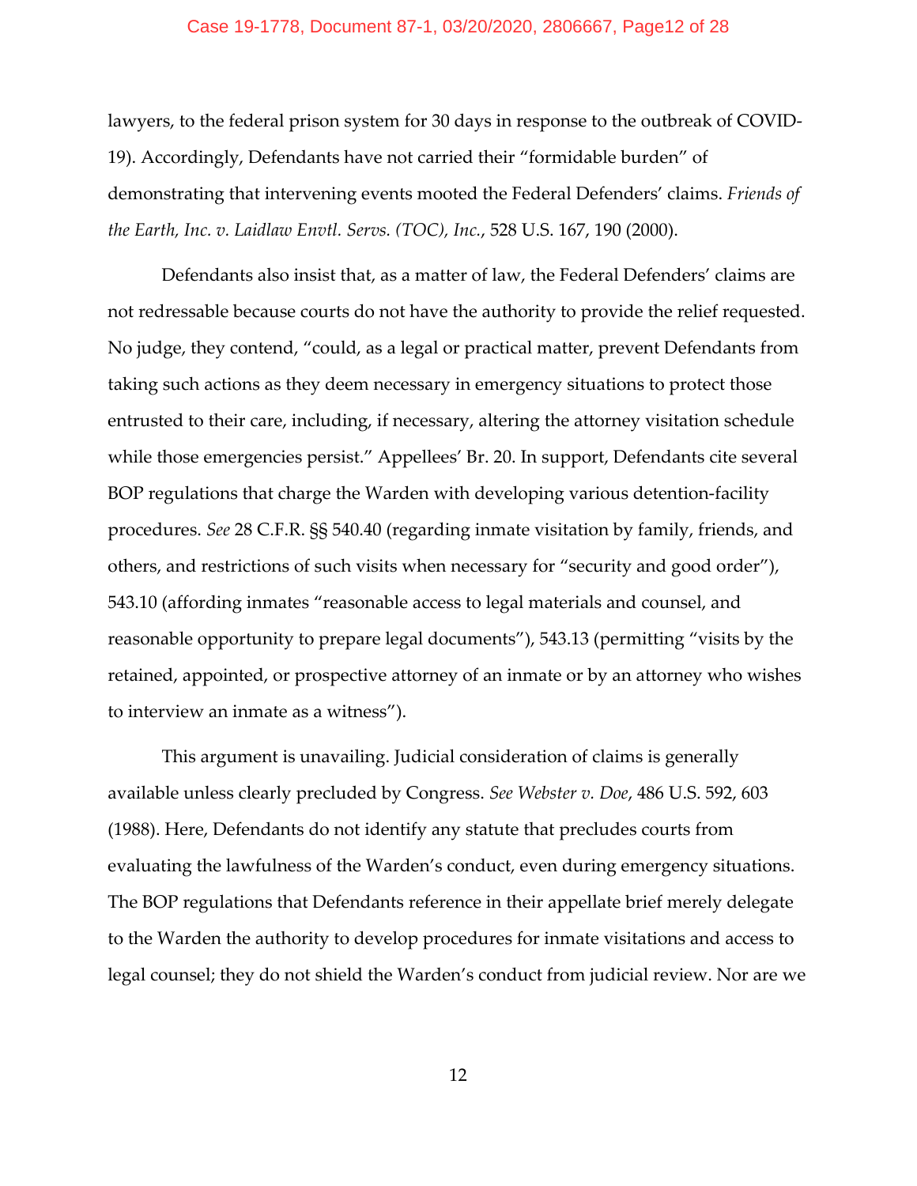lawyers, to the federal prison system for 30 days in response to the outbreak of COVID-19). Accordingly, Defendants have not carried their "formidable burden" of demonstrating that intervening events mooted the Federal Defenders' claims. *Friends of the Earth, Inc. v. Laidlaw Envtl. Servs. (TOC), Inc.*, 528 U.S. 167, 190 (2000).

Defendants also insist that, as a matter of law, the Federal Defenders' claims are not redressable because courts do not have the authority to provide the relief requested. No judge, they contend, "could, as a legal or practical matter, prevent Defendants from taking such actions as they deem necessary in emergency situations to protect those entrusted to their care, including, if necessary, altering the attorney visitation schedule while those emergencies persist." Appellees' Br. 20. In support, Defendants cite several BOP regulations that charge the Warden with developing various detention-facility procedures. *See* 28 C.F.R. §§ 540.40 (regarding inmate visitation by family, friends, and others, and restrictions of such visits when necessary for "security and good order"), 543.10 (affording inmates "reasonable access to legal materials and counsel, and reasonable opportunity to prepare legal documents"), 543.13 (permitting "visits by the retained, appointed, or prospective attorney of an inmate or by an attorney who wishes to interview an inmate as a witness").

This argument is unavailing. Judicial consideration of claims is generally available unless clearly precluded by Congress. *See Webster v. Doe*, 486 U.S. 592, 603 (1988). Here, Defendants do not identify any statute that precludes courts from evaluating the lawfulness of the Warden's conduct, even during emergency situations. The BOP regulations that Defendants reference in their appellate brief merely delegate to the Warden the authority to develop procedures for inmate visitations and access to legal counsel; they do not shield the Warden's conduct from judicial review. Nor are we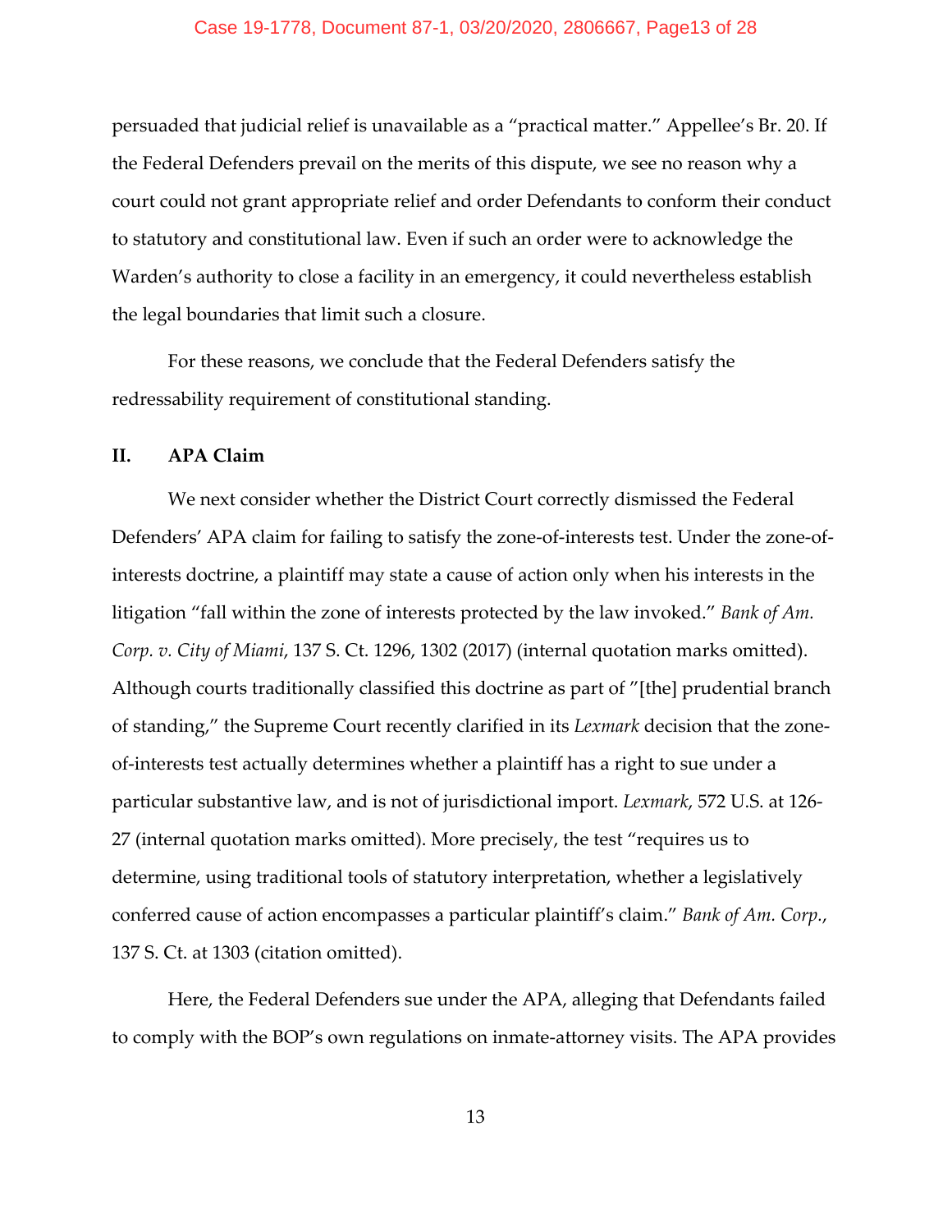persuaded that judicial relief is unavailable as a "practical matter." Appellee's Br. 20. If the Federal Defenders prevail on the merits of this dispute, we see no reason why a court could not grant appropriate relief and order Defendants to conform their conduct to statutory and constitutional law. Even if such an order were to acknowledge the Warden's authority to close a facility in an emergency, it could nevertheless establish the legal boundaries that limit such a closure.

For these reasons, we conclude that the Federal Defenders satisfy the redressability requirement of constitutional standing.

## II. APA Claim

We next consider whether the District Court correctly dismissed the Federal Defenders' APA claim for failing to satisfy the zone-of-interests test. Under the zone-of-interests doctrine, a plaintiff may state a cause of action only when his interests in the litigation "fall within the zone of interests protected by the law invoked." *Bank of Am. Corp. v. City of Miami*, 137 S. Ct. 1296, 1302 (2017) (internal quotation marks omitted). Although courts traditionally classified this doctrine as part of "[the] prudential branch of standing," the Supreme Court recently clarified in its *Lexmark* decision that the zone-of-interests test actually determines whether a plaintiff has a right to sue under a particular substantive law, and is not of jurisdictional import. *Lexmark*, 572 U.S. at 126-27 (internal quotation marks omitted). More precisely, the test "requires us to determine, using traditional tools of statutory interpretation, whether a legislatively conferred cause of action encompasses a particular plaintiff's claim." *Bank of Am. Corp.*, 137 S. Ct. at 1303 (citation omitted).

Here, the Federal Defenders sue under the APA, alleging that Defendants failed to comply with the BOP's own regulations on inmate-attorney visits. The APA provides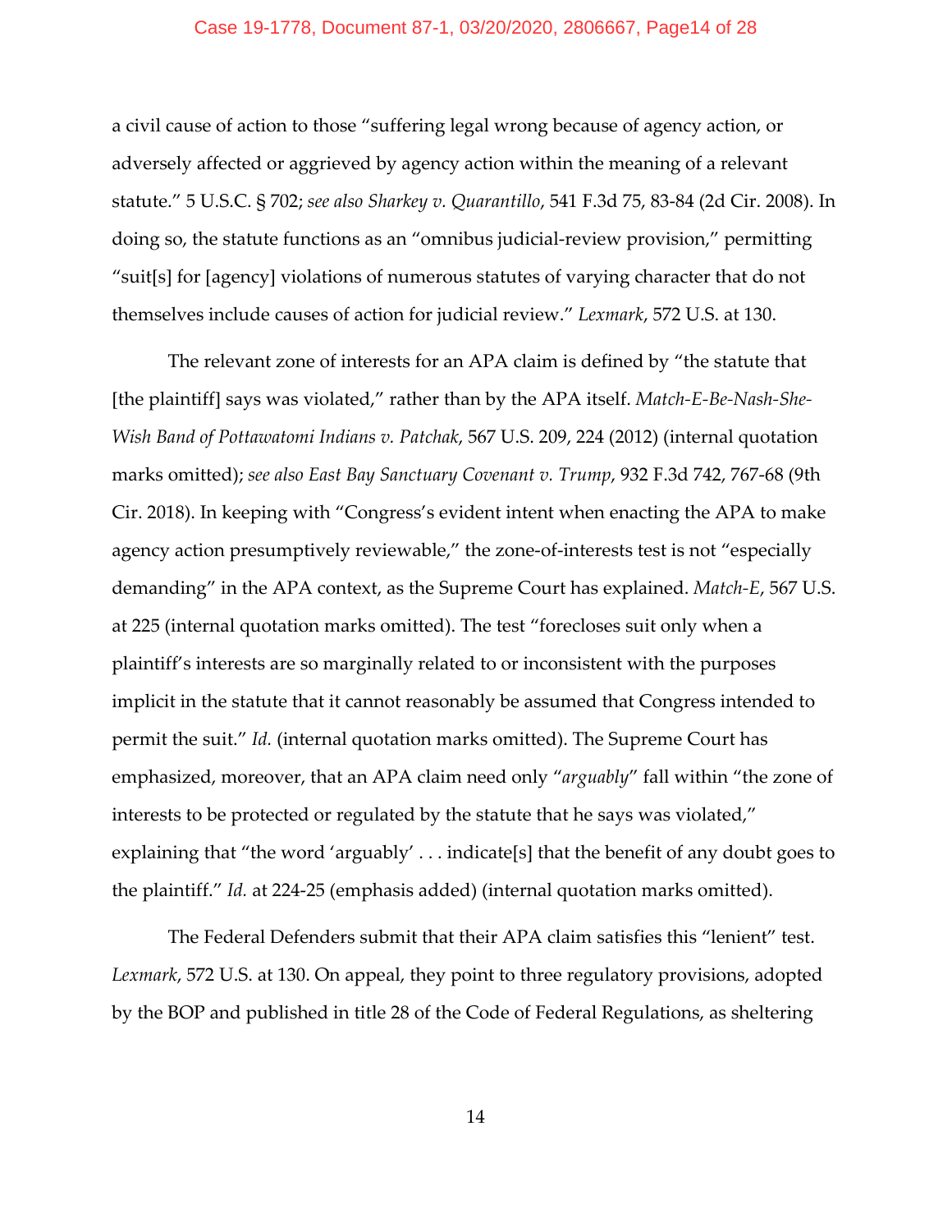a civil cause of action to those "suffering legal wrong because of agency action, or adversely affected or aggrieved by agency action within the meaning of a relevant statute." 5 U.S.C. § 702; *see also Sharkey v. Quarantillo*, 541 F.3d 75, 83-84 (2d Cir. 2008). In doing so, the statute functions as an "omnibus judicial-review provision," permitting "suit[s] for [agency] violations of numerous statutes of varying character that do not themselves include causes of action for judicial review." *Lexmark*, 572 U.S. at 130.

The relevant zone of interests for an APA claim is defined by "the statute that [the plaintiff] says was violated," rather than by the APA itself. *Match-E-Be-Nash-She-Wish Band of Pottawatomi Indians v. Patchak*, 567 U.S. 209, 224 (2012) (internal quotation marks omitted); *see also East Bay Sanctuary Covenant v. Trump*, 932 F.3d 742, 767-68 (9th Cir. 2018). In keeping with "Congress's evident intent when enacting the APA to make agency action presumptively reviewable," the zone-of-interests test is not "especially demanding" in the APA context, as the Supreme Court has explained. *Match-E*, 567 U.S. at 225 (internal quotation marks omitted). The test "forecloses suit only when a plaintiff's interests are so marginally related to or inconsistent with the purposes implicit in the statute that it cannot reasonably be assumed that Congress intended to permit the suit." *Id.* (internal quotation marks omitted). The Supreme Court has emphasized, moreover, that an APA claim need only "*arguably*" fall within "the zone of interests to be protected or regulated by the statute that he says was violated," explaining that "the word 'arguably' . . . indicate[s] that the benefit of any doubt goes to the plaintiff." *Id.* at 224-25 (emphasis added) (internal quotation marks omitted).

The Federal Defenders submit that their APA claim satisfies this "lenient" test. *Lexmark*, 572 U.S. at 130. On appeal, they point to three regulatory provisions, adopted by the BOP and published in title 28 of the Code of Federal Regulations, as sheltering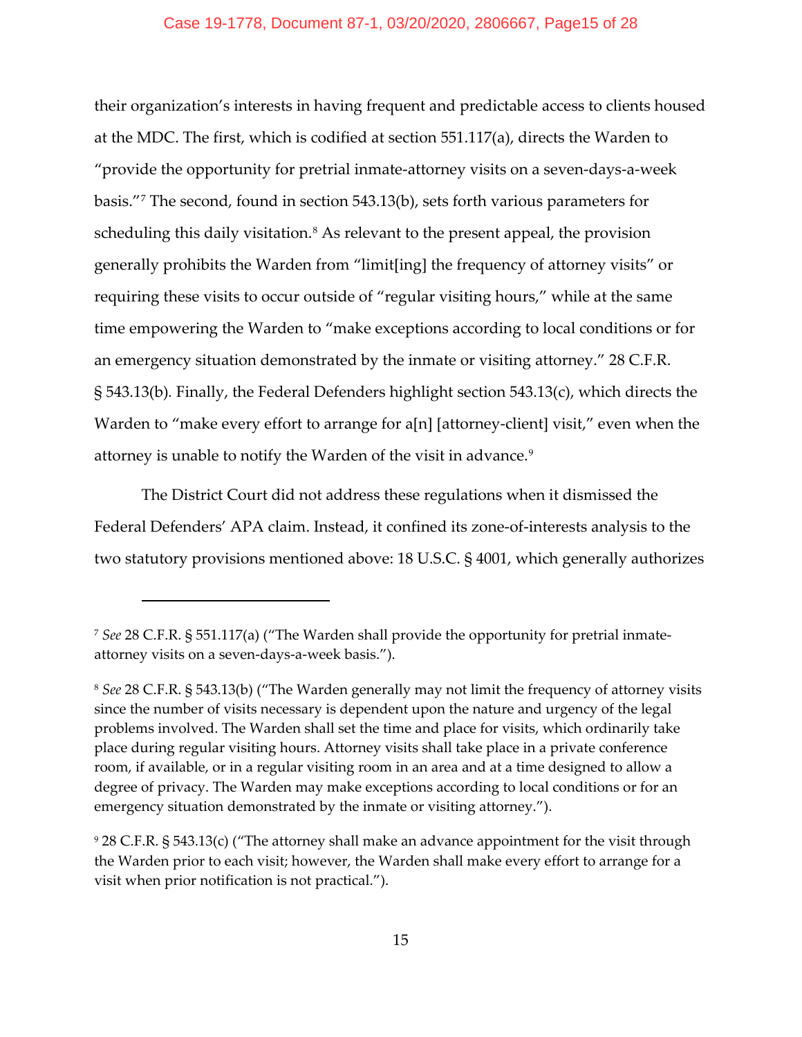their organization's interests in having frequent and predictable access to clients housed at the MDC. The first, which is codified at section 551.117(a), directs the Warden to "provide the opportunity for pretrial inmate-attorney visits on a seven-days-a-week basis."[7] The second, found in section 543.13(b), sets forth various parameters for scheduling this daily visitation.[8] As relevant to the present appeal, the provision generally prohibits the Warden from "limit[ing] the frequency of attorney visits" or requiring these visits to occur outside of "regular visiting hours," while at the same time empowering the Warden to "make exceptions according to local conditions or for an emergency situation demonstrated by the inmate or visiting attorney." 28 C.F.R. § 543.13(b). Finally, the Federal Defenders highlight section 543.13(c), which directs the Warden to "make every effort to arrange for a[n] [attorney-client] visit," even when the attorney is unable to notify the Warden of the visit in advance.[9]

The District Court did not address these regulations when it dismissed the Federal Defenders' APA claim. Instead, it confined its zone-of-interests analysis to the two statutory provisions mentioned above: 18 U.S.C. § 4001, which generally authorizes

---

[7] *See* 28 C.F.R. § 551.117(a) ("The Warden shall provide the opportunity for pretrial inmate-attorney visits on a seven-days-a-week basis.").

[8] *See* 28 C.F.R. § 543.13(b) ("The Warden generally may not limit the frequency of attorney visits since the number of visits necessary is dependent upon the nature and urgency of the legal problems involved. The Warden shall set the time and place for visits, which ordinarily take place during regular visiting hours. Attorney visits shall take place in a private conference room, if available, or in a regular visiting room in an area and at a time designed to allow a degree of privacy. The Warden may make exceptions according to local conditions or for an emergency situation demonstrated by the inmate or visiting attorney.").

[9] 28 C.F.R. § 543.13(c) ("The attorney shall make an advance appointment for the visit through the Warden prior to each visit; however, the Warden shall make every effort to arrange for a visit when prior notification is not practical.").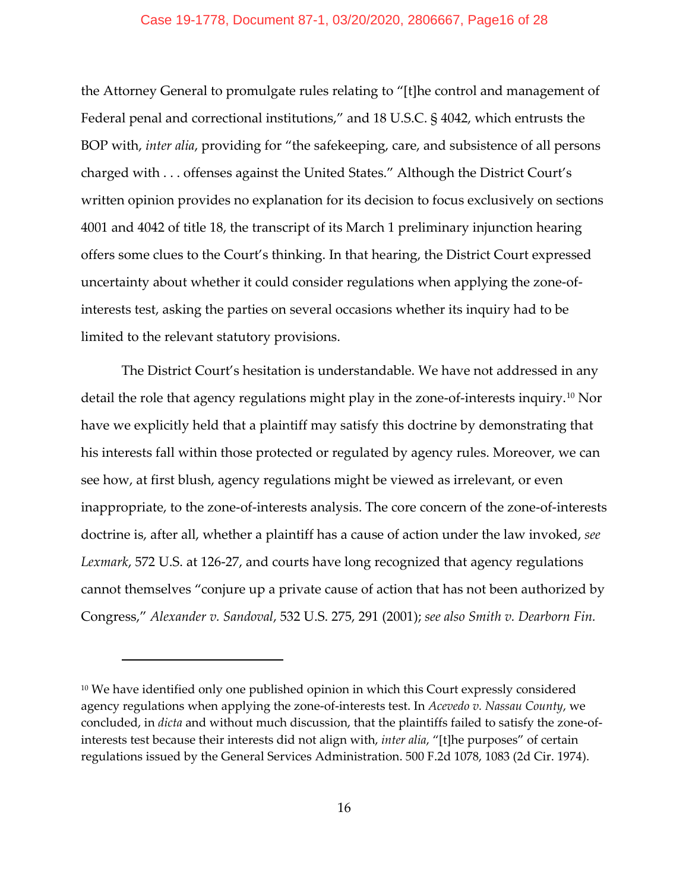the Attorney General to promulgate rules relating to "[t]he control and management of Federal penal and correctional institutions," and 18 U.S.C. § 4042, which entrusts the BOP with, *inter alia*, providing for "the safekeeping, care, and subsistence of all persons charged with . . . offenses against the United States." Although the District Court's written opinion provides no explanation for its decision to focus exclusively on sections 4001 and 4042 of title 18, the transcript of its March 1 preliminary injunction hearing offers some clues to the Court's thinking. In that hearing, the District Court expressed uncertainty about whether it could consider regulations when applying the zone-of-interests test, asking the parties on several occasions whether its inquiry had to be limited to the relevant statutory provisions.

The District Court's hesitation is understandable. We have not addressed in any detail the role that agency regulations might play in the zone-of-interests inquiry.[10] Nor have we explicitly held that a plaintiff may satisfy this doctrine by demonstrating that his interests fall within those protected or regulated by agency rules. Moreover, we can see how, at first blush, agency regulations might be viewed as irrelevant, or even inappropriate, to the zone-of-interests analysis. The core concern of the zone-of-interests doctrine is, after all, whether a plaintiff has a cause of action under the law invoked, *see Lexmark*, 572 U.S. at 126-27, and courts have long recognized that agency regulations cannot themselves "conjure up a private cause of action that has not been authorized by Congress," *Alexander v. Sandoval*, 532 U.S. 275, 291 (2001); *see also Smith v. Dearborn Fin.*

---

[10] We have identified only one published opinion in which this Court expressly considered agency regulations when applying the zone-of-interests test. In *Acevedo v. Nassau County*, we concluded, in *dicta* and without much discussion, that the plaintiffs failed to satisfy the zone-of-interests test because their interests did not align with, *inter alia*, "[t]he purposes" of certain regulations issued by the General Services Administration. 500 F.2d 1078, 1083 (2d Cir. 1974).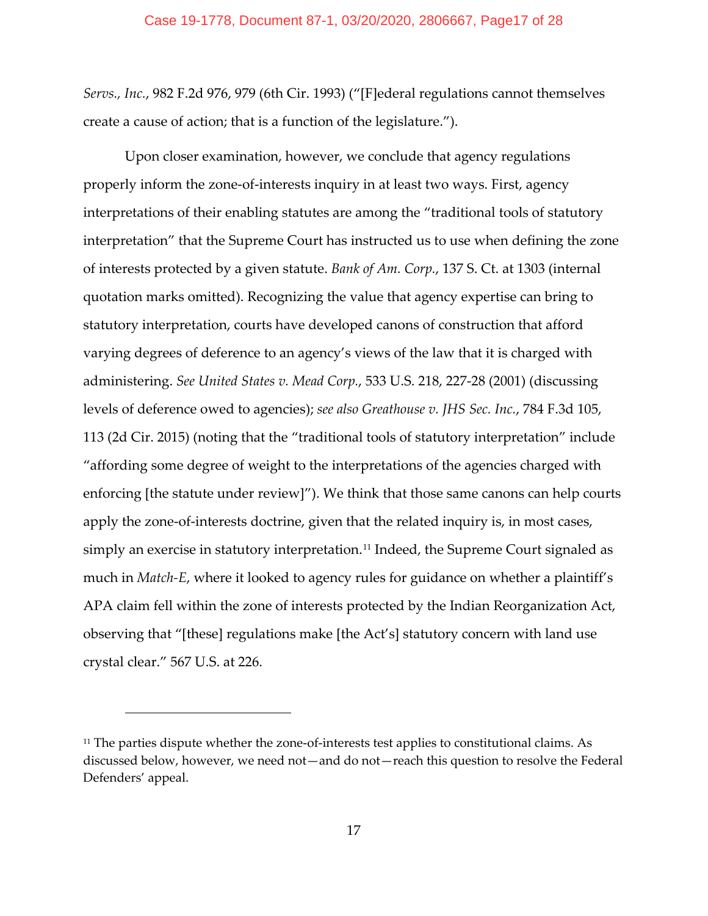*Servs., Inc.*, 982 F.2d 976, 979 (6th Cir. 1993) ("[F]ederal regulations cannot themselves create a cause of action; that is a function of the legislature.").

Upon closer examination, however, we conclude that agency regulations properly inform the zone-of-interests inquiry in at least two ways. First, agency interpretations of their enabling statutes are among the "traditional tools of statutory interpretation" that the Supreme Court has instructed us to use when defining the zone of interests protected by a given statute. *Bank of Am. Corp.*, 137 S. Ct. at 1303 (internal quotation marks omitted). Recognizing the value that agency expertise can bring to statutory interpretation, courts have developed canons of construction that afford varying degrees of deference to an agency's views of the law that it is charged with administering. *See United States v. Mead Corp.*, 533 U.S. 218, 227-28 (2001) (discussing levels of deference owed to agencies); *see also Greathouse v. JHS Sec. Inc.*, 784 F.3d 105, 113 (2d Cir. 2015) (noting that the "traditional tools of statutory interpretation" include "affording some degree of weight to the interpretations of the agencies charged with enforcing [the statute under review]"). We think that those same canons can help courts apply the zone-of-interests doctrine, given that the related inquiry is, in most cases, simply an exercise in statutory interpretation.[11] Indeed, the Supreme Court signaled as much in *Match-E*, where it looked to agency rules for guidance on whether a plaintiff's APA claim fell within the zone of interests protected by the Indian Reorganization Act, observing that "[these] regulations make [the Act's] statutory concern with land use crystal clear." 567 U.S. at 226.

---

[11] The parties dispute whether the zone-of-interests test applies to constitutional claims. As discussed below, however, we need not—and do not—reach this question to resolve the Federal Defenders' appeal.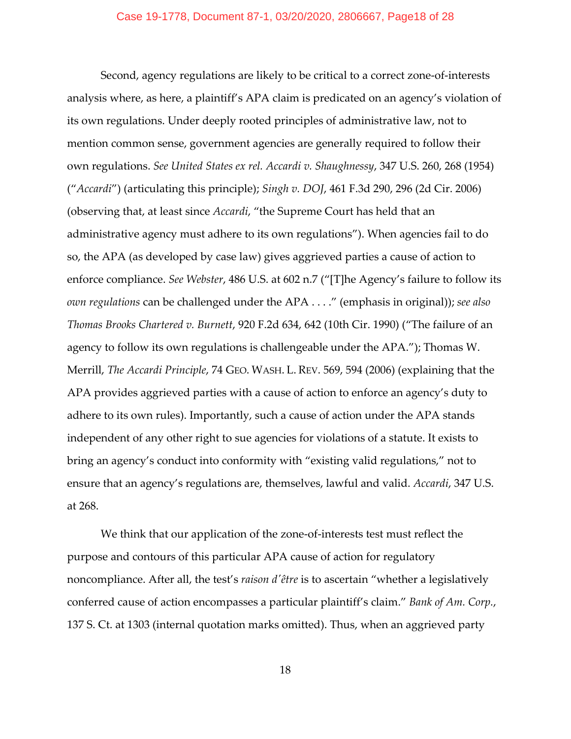Second, agency regulations are likely to be critical to a correct zone-of-interests analysis where, as here, a plaintiff's APA claim is predicated on an agency's violation of its own regulations. Under deeply rooted principles of administrative law, not to mention common sense, government agencies are generally required to follow their own regulations. *See United States ex rel. Accardi v. Shaughnessy*, 347 U.S. 260, 268 (1954) ("*Accardi*") (articulating this principle); *Singh v. DOJ*, 461 F.3d 290, 296 (2d Cir. 2006) (observing that, at least since *Accardi*, "the Supreme Court has held that an administrative agency must adhere to its own regulations"). When agencies fail to do so, the APA (as developed by case law) gives aggrieved parties a cause of action to enforce compliance. *See Webster*, 486 U.S. at 602 n.7 ("[T]he Agency's failure to follow its *own regulations* can be challenged under the APA . . . ." (emphasis in original)); *see also Thomas Brooks Chartered v. Burnett*, 920 F.2d 634, 642 (10th Cir. 1990) ("The failure of an agency to follow its own regulations is challengeable under the APA."); Thomas W. Merrill, *The Accardi Principle*, 74 GEO. WASH. L. REV. 569, 594 (2006) (explaining that the APA provides aggrieved parties with a cause of action to enforce an agency's duty to adhere to its own rules). Importantly, such a cause of action under the APA stands independent of any other right to sue agencies for violations of a statute. It exists to bring an agency's conduct into conformity with "existing valid regulations," not to ensure that an agency's regulations are, themselves, lawful and valid. *Accardi*, 347 U.S. at 268.

We think that our application of the zone-of-interests test must reflect the purpose and contours of this particular APA cause of action for regulatory noncompliance. After all, the test's *raison d'être* is to ascertain "whether a legislatively conferred cause of action encompasses a particular plaintiff's claim." *Bank of Am. Corp.*, 137 S. Ct. at 1303 (internal quotation marks omitted). Thus, when an aggrieved party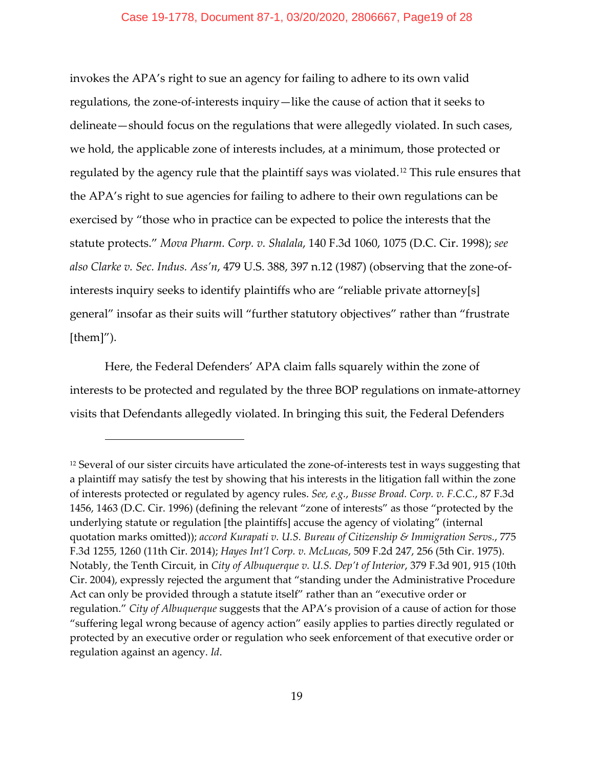invokes the APA's right to sue an agency for failing to adhere to its own valid regulations, the zone-of-interests inquiry—like the cause of action that it seeks to delineate—should focus on the regulations that were allegedly violated. In such cases, we hold, the applicable zone of interests includes, at a minimum, those protected or regulated by the agency rule that the plaintiff says was violated.[12] This rule ensures that the APA's right to sue agencies for failing to adhere to their own regulations can be exercised by "those who in practice can be expected to police the interests that the statute protects." *Mova Pharm. Corp. v. Shalala*, 140 F.3d 1060, 1075 (D.C. Cir. 1998); *see also Clarke v. Sec. Indus. Ass'n*, 479 U.S. 388, 397 n.12 (1987) (observing that the zone-of-interests inquiry seeks to identify plaintiffs who are "reliable private attorney[s] general" insofar as their suits will "further statutory objectives" rather than "frustrate [them]").

Here, the Federal Defenders' APA claim falls squarely within the zone of interests to be protected and regulated by the three BOP regulations on inmate-attorney visits that Defendants allegedly violated. In bringing this suit, the Federal Defenders

---

[12] Several of our sister circuits have articulated the zone-of-interests test in ways suggesting that a plaintiff may satisfy the test by showing that his interests in the litigation fall within the zone of interests protected or regulated by agency rules. *See, e.g.*, *Busse Broad. Corp. v. F.C.C.*, 87 F.3d 1456, 1463 (D.C. Cir. 1996) (defining the relevant "zone of interests" as those "protected by the underlying statute or regulation [the plaintiffs] accuse the agency of violating" (internal quotation marks omitted)); *accord Kurapati v. U.S. Bureau of Citizenship & Immigration Servs.*, 775 F.3d 1255, 1260 (11th Cir. 2014); *Hayes Int'l Corp. v. McLucas*, 509 F.2d 247, 256 (5th Cir. 1975). Notably, the Tenth Circuit, in *City of Albuquerque v. U.S. Dep't of Interior*, 379 F.3d 901, 915 (10th Cir. 2004), expressly rejected the argument that "standing under the Administrative Procedure Act can only be provided through a statute itself" rather than an "executive order or regulation." *City of Albuquerque* suggests that the APA's provision of a cause of action for those "suffering legal wrong because of agency action" easily applies to parties directly regulated or protected by an executive order or regulation who seek enforcement of that executive order or regulation against an agency. *Id*.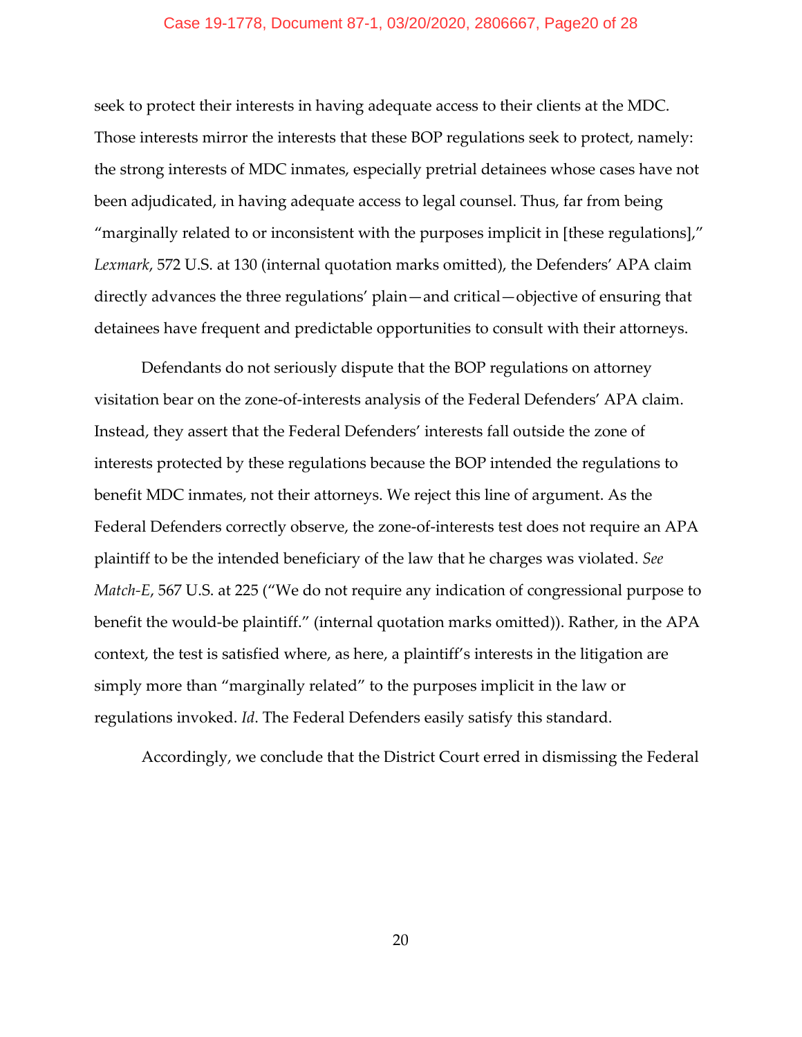seek to protect their interests in having adequate access to their clients at the MDC. Those interests mirror the interests that these BOP regulations seek to protect, namely: the strong interests of MDC inmates, especially pretrial detainees whose cases have not been adjudicated, in having adequate access to legal counsel. Thus, far from being "marginally related to or inconsistent with the purposes implicit in [these regulations]," *Lexmark*, 572 U.S. at 130 (internal quotation marks omitted), the Defenders' APA claim directly advances the three regulations' plain—and critical—objective of ensuring that detainees have frequent and predictable opportunities to consult with their attorneys.

Defendants do not seriously dispute that the BOP regulations on attorney visitation bear on the zone-of-interests analysis of the Federal Defenders' APA claim. Instead, they assert that the Federal Defenders' interests fall outside the zone of interests protected by these regulations because the BOP intended the regulations to benefit MDC inmates, not their attorneys. We reject this line of argument. As the Federal Defenders correctly observe, the zone-of-interests test does not require an APA plaintiff to be the intended beneficiary of the law that he charges was violated. *See Match-E*, 567 U.S. at 225 ("We do not require any indication of congressional purpose to benefit the would-be plaintiff." (internal quotation marks omitted)). Rather, in the APA context, the test is satisfied where, as here, a plaintiff's interests in the litigation are simply more than "marginally related" to the purposes implicit in the law or regulations invoked. *Id*. The Federal Defenders easily satisfy this standard.

Accordingly, we conclude that the District Court erred in dismissing the Federal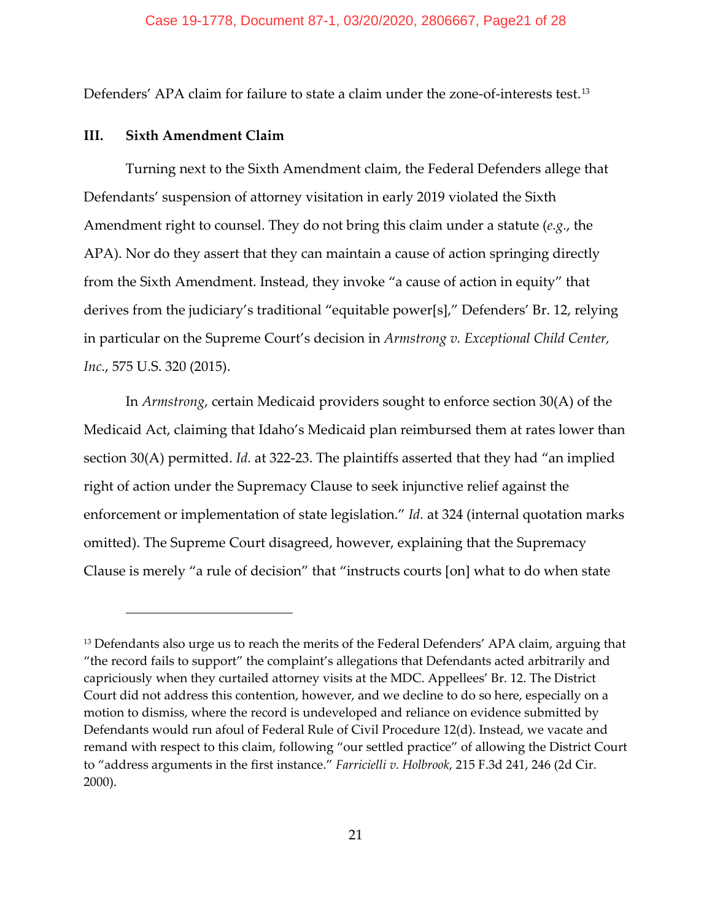Defenders' APA claim for failure to state a claim under the zone-of-interests test.[13]

## III. Sixth Amendment Claim

Turning next to the Sixth Amendment claim, the Federal Defenders allege that Defendants' suspension of attorney visitation in early 2019 violated the Sixth Amendment right to counsel. They do not bring this claim under a statute (*e.g.*, the APA). Nor do they assert that they can maintain a cause of action springing directly from the Sixth Amendment. Instead, they invoke "a cause of action in equity" that derives from the judiciary's traditional "equitable power[s]," Defenders' Br. 12, relying in particular on the Supreme Court's decision in *Armstrong v. Exceptional Child Center, Inc.*, 575 U.S. 320 (2015).

In *Armstrong*, certain Medicaid providers sought to enforce section 30(A) of the Medicaid Act, claiming that Idaho's Medicaid plan reimbursed them at rates lower than section 30(A) permitted. *Id.* at 322-23. The plaintiffs asserted that they had "an implied right of action under the Supremacy Clause to seek injunctive relief against the enforcement or implementation of state legislation." *Id.* at 324 (internal quotation marks omitted). The Supreme Court disagreed, however, explaining that the Supremacy Clause is merely "a rule of decision" that "instructs courts [on] what to do when state

---

[13] Defendants also urge us to reach the merits of the Federal Defenders' APA claim, arguing that "the record fails to support" the complaint's allegations that Defendants acted arbitrarily and capriciously when they curtailed attorney visits at the MDC. Appellees' Br. 12. The District Court did not address this contention, however, and we decline to do so here, especially on a motion to dismiss, where the record is undeveloped and reliance on evidence submitted by Defendants would run afoul of Federal Rule of Civil Procedure 12(d). Instead, we vacate and remand with respect to this claim, following "our settled practice" of allowing the District Court to "address arguments in the first instance." *Farricielli v. Holbrook*, 215 F.3d 241, 246 (2d Cir. 2000).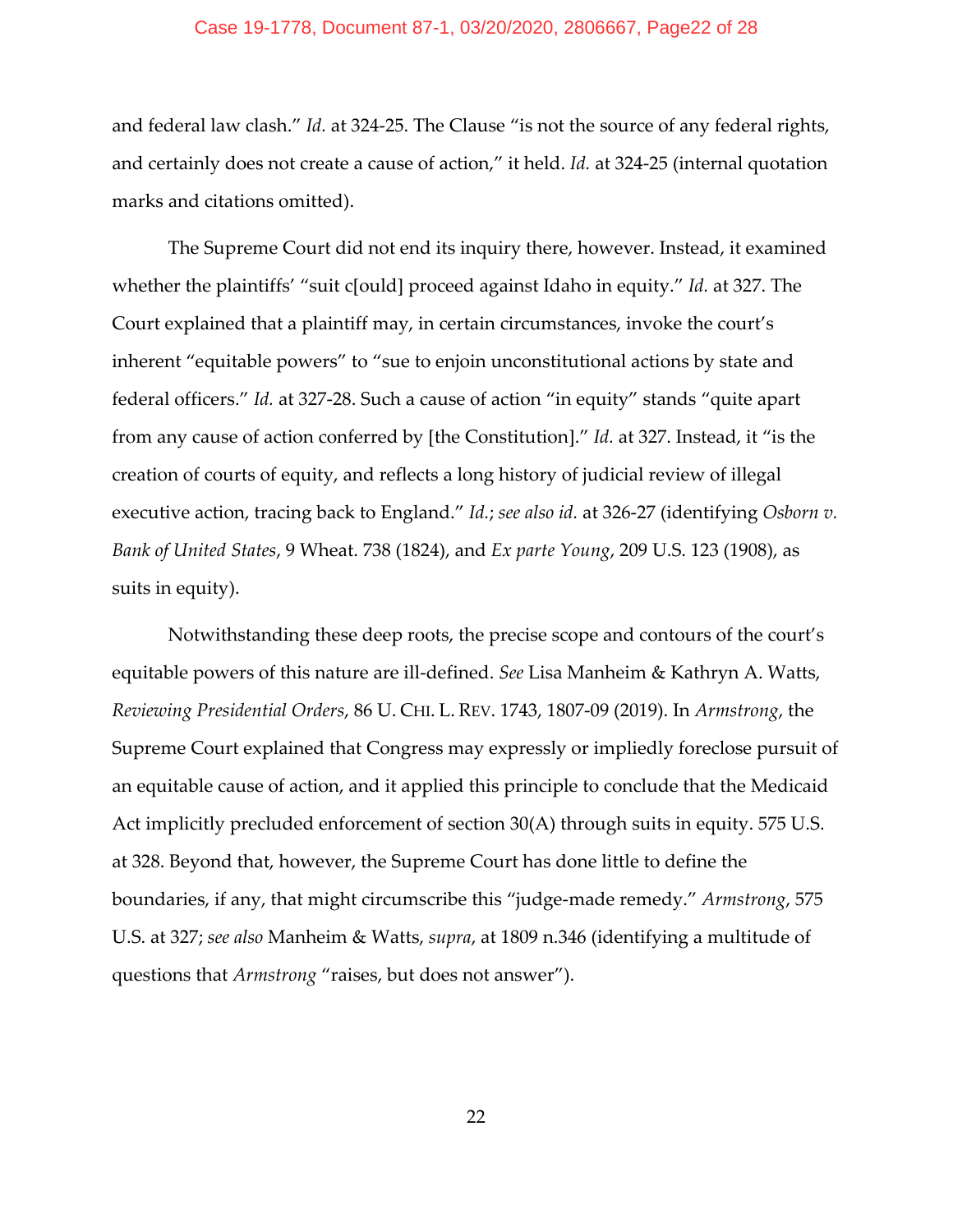and federal law clash." *Id.* at 324-25. The Clause "is not the source of any federal rights, and certainly does not create a cause of action," it held. *Id.* at 324-25 (internal quotation marks and citations omitted).

The Supreme Court did not end its inquiry there, however. Instead, it examined whether the plaintiffs' "suit c[ould] proceed against Idaho in equity." *Id.* at 327. The Court explained that a plaintiff may, in certain circumstances, invoke the court's inherent "equitable powers" to "sue to enjoin unconstitutional actions by state and federal officers." *Id.* at 327-28. Such a cause of action "in equity" stands "quite apart from any cause of action conferred by [the Constitution]." *Id.* at 327. Instead, it "is the creation of courts of equity, and reflects a long history of judicial review of illegal executive action, tracing back to England." *Id.*; *see also id.* at 326-27 (identifying *Osborn v. Bank of United States*, 9 Wheat. 738 (1824), and *Ex parte Young*, 209 U.S. 123 (1908), as suits in equity).

Notwithstanding these deep roots, the precise scope and contours of the court's equitable powers of this nature are ill-defined. *See* Lisa Manheim & Kathryn A. Watts, *Reviewing Presidential Orders*, 86 U. CHI. L. REV. 1743, 1807-09 (2019). In *Armstrong*, the Supreme Court explained that Congress may expressly or impliedly foreclose pursuit of an equitable cause of action, and it applied this principle to conclude that the Medicaid Act implicitly precluded enforcement of section 30(A) through suits in equity. 575 U.S. at 328. Beyond that, however, the Supreme Court has done little to define the boundaries, if any, that might circumscribe this "judge-made remedy." *Armstrong*, 575 U.S. at 327; *see also* Manheim & Watts, *supra*, at 1809 n.346 (identifying a multitude of questions that *Armstrong* "raises, but does not answer").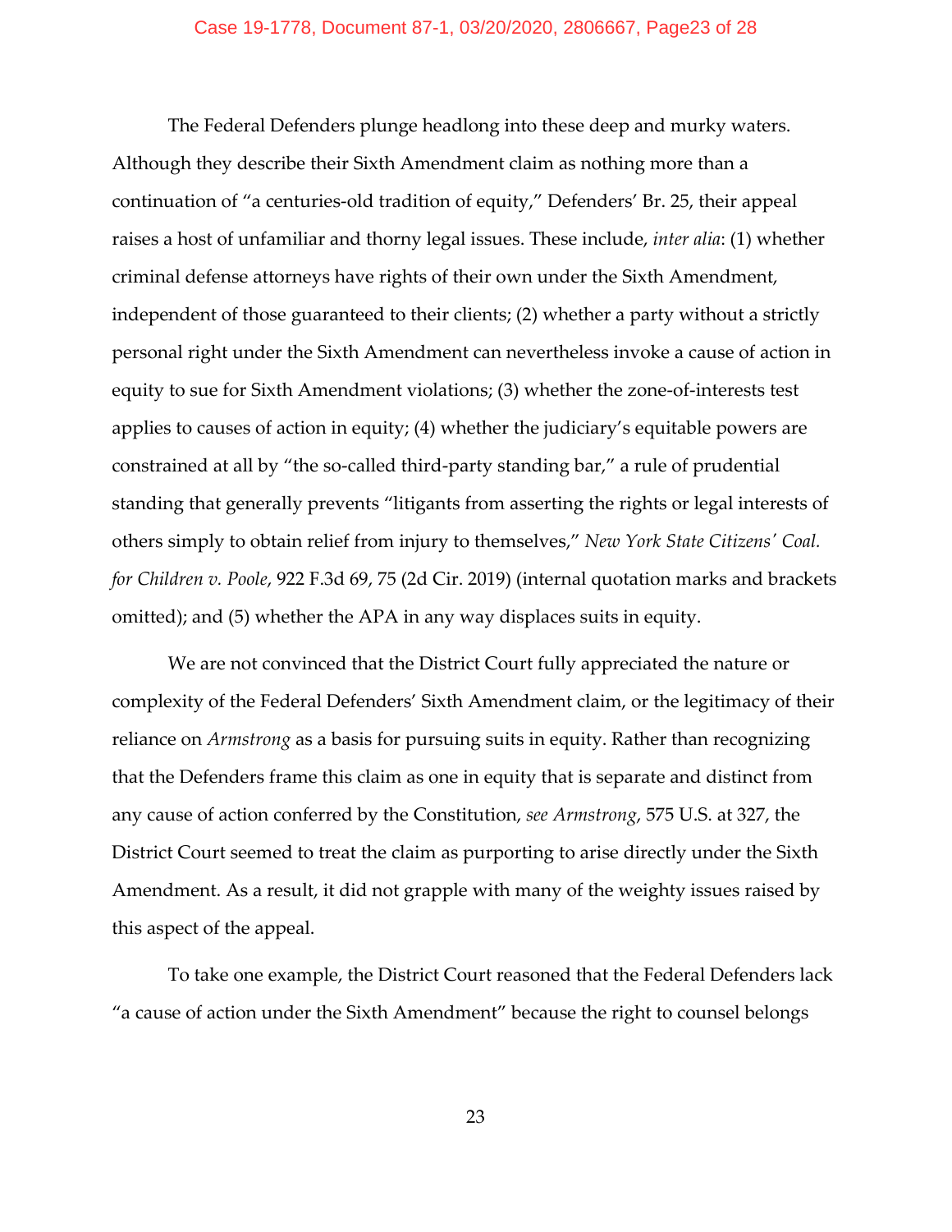The Federal Defenders plunge headlong into these deep and murky waters. Although they describe their Sixth Amendment claim as nothing more than a continuation of "a centuries-old tradition of equity," Defenders' Br. 25, their appeal raises a host of unfamiliar and thorny legal issues. These include, *inter alia*: (1) whether criminal defense attorneys have rights of their own under the Sixth Amendment, independent of those guaranteed to their clients; (2) whether a party without a strictly personal right under the Sixth Amendment can nevertheless invoke a cause of action in equity to sue for Sixth Amendment violations; (3) whether the zone-of-interests test applies to causes of action in equity; (4) whether the judiciary's equitable powers are constrained at all by "the so-called third-party standing bar," a rule of prudential standing that generally prevents "litigants from asserting the rights or legal interests of others simply to obtain relief from injury to themselves," *New York State Citizens' Coal. for Children v. Poole*, 922 F.3d 69, 75 (2d Cir. 2019) (internal quotation marks and brackets omitted); and (5) whether the APA in any way displaces suits in equity.

We are not convinced that the District Court fully appreciated the nature or complexity of the Federal Defenders' Sixth Amendment claim, or the legitimacy of their reliance on *Armstrong* as a basis for pursuing suits in equity. Rather than recognizing that the Defenders frame this claim as one in equity that is separate and distinct from any cause of action conferred by the Constitution, *see Armstrong*, 575 U.S. at 327, the District Court seemed to treat the claim as purporting to arise directly under the Sixth Amendment. As a result, it did not grapple with many of the weighty issues raised by this aspect of the appeal.

To take one example, the District Court reasoned that the Federal Defenders lack "a cause of action under the Sixth Amendment" because the right to counsel belongs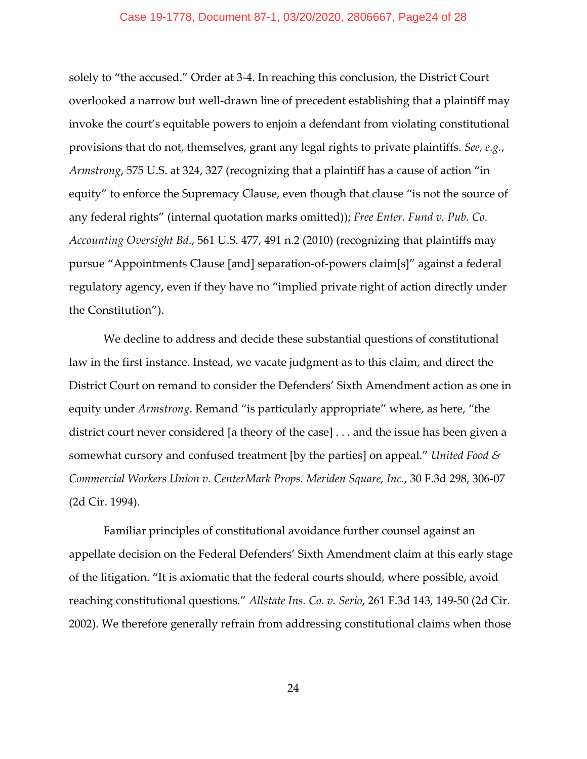solely to "the accused." Order at 3-4. In reaching this conclusion, the District Court overlooked a narrow but well-drawn line of precedent establishing that a plaintiff may invoke the court's equitable powers to enjoin a defendant from violating constitutional provisions that do not, themselves, grant any legal rights to private plaintiffs. *See, e.g.*, *Armstrong*, 575 U.S. at 324, 327 (recognizing that a plaintiff has a cause of action "in equity" to enforce the Supremacy Clause, even though that clause "is not the source of any federal rights" (internal quotation marks omitted)); *Free Enter. Fund v. Pub. Co. Accounting Oversight Bd.*, 561 U.S. 477, 491 n.2 (2010) (recognizing that plaintiffs may pursue "Appointments Clause [and] separation-of-powers claim[s]" against a federal regulatory agency, even if they have no "implied private right of action directly under the Constitution").

We decline to address and decide these substantial questions of constitutional law in the first instance. Instead, we vacate judgment as to this claim, and direct the District Court on remand to consider the Defenders' Sixth Amendment action as one in equity under *Armstrong*. Remand "is particularly appropriate" where, as here, "the district court never considered [a theory of the case] . . . and the issue has been given a somewhat cursory and confused treatment [by the parties] on appeal." *United Food & Commercial Workers Union v. CenterMark Props. Meriden Square, Inc.*, 30 F.3d 298, 306-07 (2d Cir. 1994).

Familiar principles of constitutional avoidance further counsel against an appellate decision on the Federal Defenders' Sixth Amendment claim at this early stage of the litigation. "It is axiomatic that the federal courts should, where possible, avoid reaching constitutional questions." *Allstate Ins. Co. v. Serio*, 261 F.3d 143, 149-50 (2d Cir. 2002). We therefore generally refrain from addressing constitutional claims when those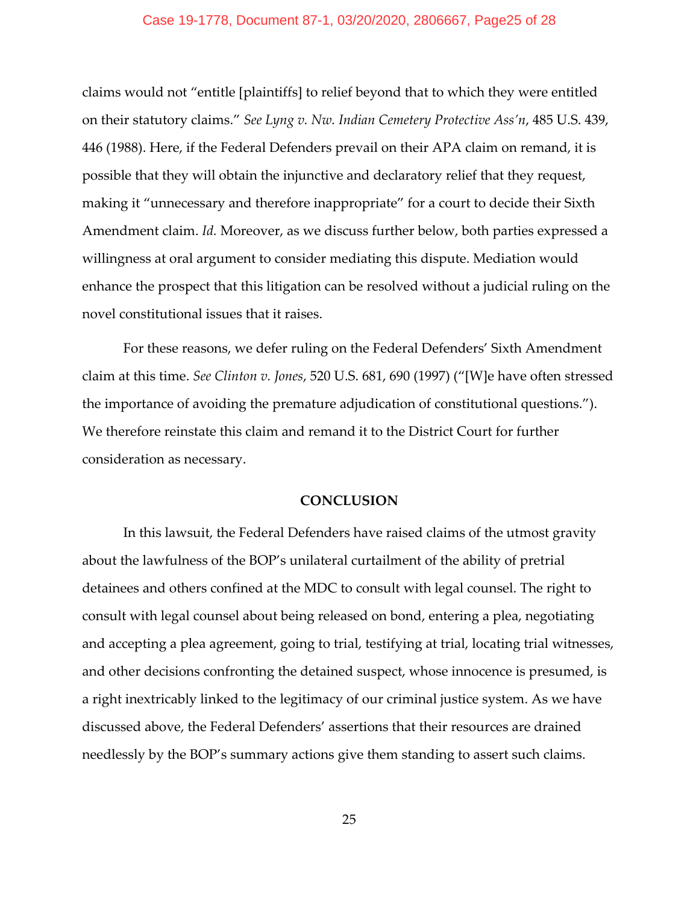claims would not "entitle [plaintiffs] to relief beyond that to which they were entitled on their statutory claims." *See Lyng v. Nw. Indian Cemetery Protective Ass'n*, 485 U.S. 439, 446 (1988). Here, if the Federal Defenders prevail on their APA claim on remand, it is possible that they will obtain the injunctive and declaratory relief that they request, making it "unnecessary and therefore inappropriate" for a court to decide their Sixth Amendment claim. *Id.* Moreover, as we discuss further below, both parties expressed a willingness at oral argument to consider mediating this dispute. Mediation would enhance the prospect that this litigation can be resolved without a judicial ruling on the novel constitutional issues that it raises.

For these reasons, we defer ruling on the Federal Defenders' Sixth Amendment claim at this time. *See Clinton v. Jones*, 520 U.S. 681, 690 (1997) ("[W]e have often stressed the importance of avoiding the premature adjudication of constitutional questions."). We therefore reinstate this claim and remand it to the District Court for further consideration as necessary.

## CONCLUSION

In this lawsuit, the Federal Defenders have raised claims of the utmost gravity about the lawfulness of the BOP's unilateral curtailment of the ability of pretrial detainees and others confined at the MDC to consult with legal counsel. The right to consult with legal counsel about being released on bond, entering a plea, negotiating and accepting a plea agreement, going to trial, testifying at trial, locating trial witnesses, and other decisions confronting the detained suspect, whose innocence is presumed, is a right inextricably linked to the legitimacy of our criminal justice system. As we have discussed above, the Federal Defenders' assertions that their resources are drained needlessly by the BOP's summary actions give them standing to assert such claims.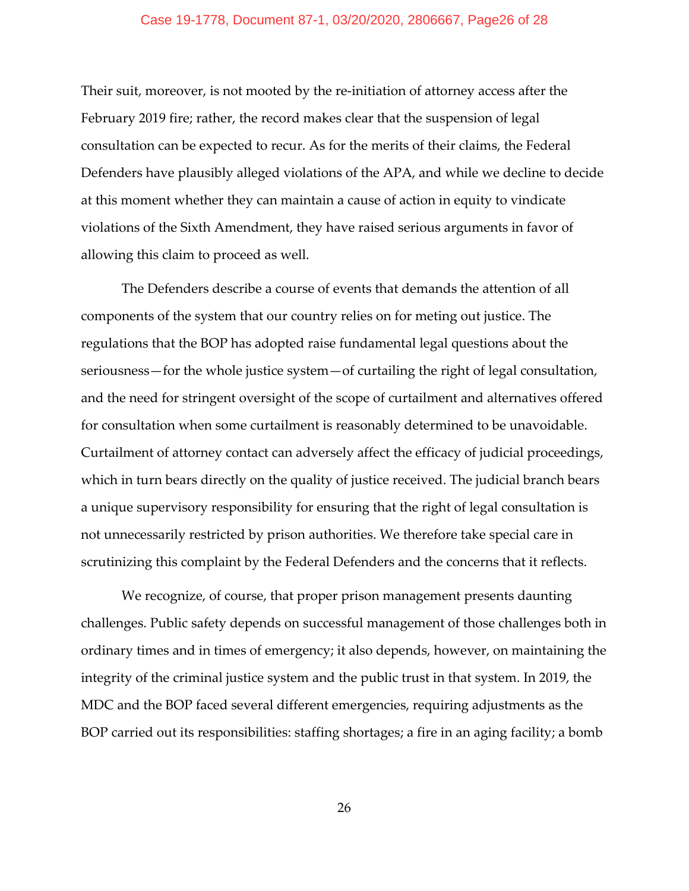Their suit, moreover, is not mooted by the re-initiation of attorney access after the February 2019 fire; rather, the record makes clear that the suspension of legal consultation can be expected to recur. As for the merits of their claims, the Federal Defenders have plausibly alleged violations of the APA, and while we decline to decide at this moment whether they can maintain a cause of action in equity to vindicate violations of the Sixth Amendment, they have raised serious arguments in favor of allowing this claim to proceed as well.

The Defenders describe a course of events that demands the attention of all components of the system that our country relies on for meting out justice. The regulations that the BOP has adopted raise fundamental legal questions about the seriousness—for the whole justice system—of curtailing the right of legal consultation, and the need for stringent oversight of the scope of curtailment and alternatives offered for consultation when some curtailment is reasonably determined to be unavoidable. Curtailment of attorney contact can adversely affect the efficacy of judicial proceedings, which in turn bears directly on the quality of justice received. The judicial branch bears a unique supervisory responsibility for ensuring that the right of legal consultation is not unnecessarily restricted by prison authorities. We therefore take special care in scrutinizing this complaint by the Federal Defenders and the concerns that it reflects.

We recognize, of course, that proper prison management presents daunting challenges. Public safety depends on successful management of those challenges both in ordinary times and in times of emergency; it also depends, however, on maintaining the integrity of the criminal justice system and the public trust in that system. In 2019, the MDC and the BOP faced several different emergencies, requiring adjustments as the BOP carried out its responsibilities: staffing shortages; a fire in an aging facility; a bomb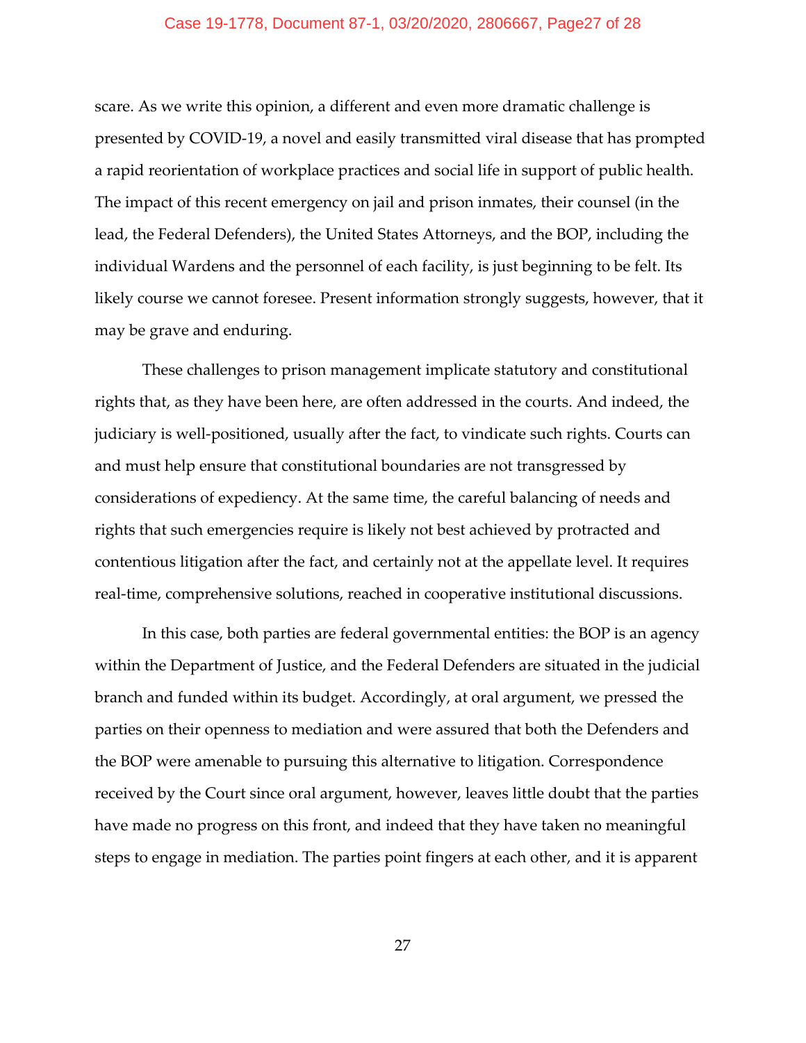scare. As we write this opinion, a different and even more dramatic challenge is presented by COVID-19, a novel and easily transmitted viral disease that has prompted a rapid reorientation of workplace practices and social life in support of public health. The impact of this recent emergency on jail and prison inmates, their counsel (in the lead, the Federal Defenders), the United States Attorneys, and the BOP, including the individual Wardens and the personnel of each facility, is just beginning to be felt. Its likely course we cannot foresee. Present information strongly suggests, however, that it may be grave and enduring.

These challenges to prison management implicate statutory and constitutional rights that, as they have been here, are often addressed in the courts. And indeed, the judiciary is well-positioned, usually after the fact, to vindicate such rights. Courts can and must help ensure that constitutional boundaries are not transgressed by considerations of expediency. At the same time, the careful balancing of needs and rights that such emergencies require is likely not best achieved by protracted and contentious litigation after the fact, and certainly not at the appellate level. It requires real-time, comprehensive solutions, reached in cooperative institutional discussions.

In this case, both parties are federal governmental entities: the BOP is an agency within the Department of Justice, and the Federal Defenders are situated in the judicial branch and funded within its budget. Accordingly, at oral argument, we pressed the parties on their openness to mediation and were assured that both the Defenders and the BOP were amenable to pursuing this alternative to litigation. Correspondence received by the Court since oral argument, however, leaves little doubt that the parties have made no progress on this front, and indeed that they have taken no meaningful steps to engage in mediation. The parties point fingers at each other, and it is apparent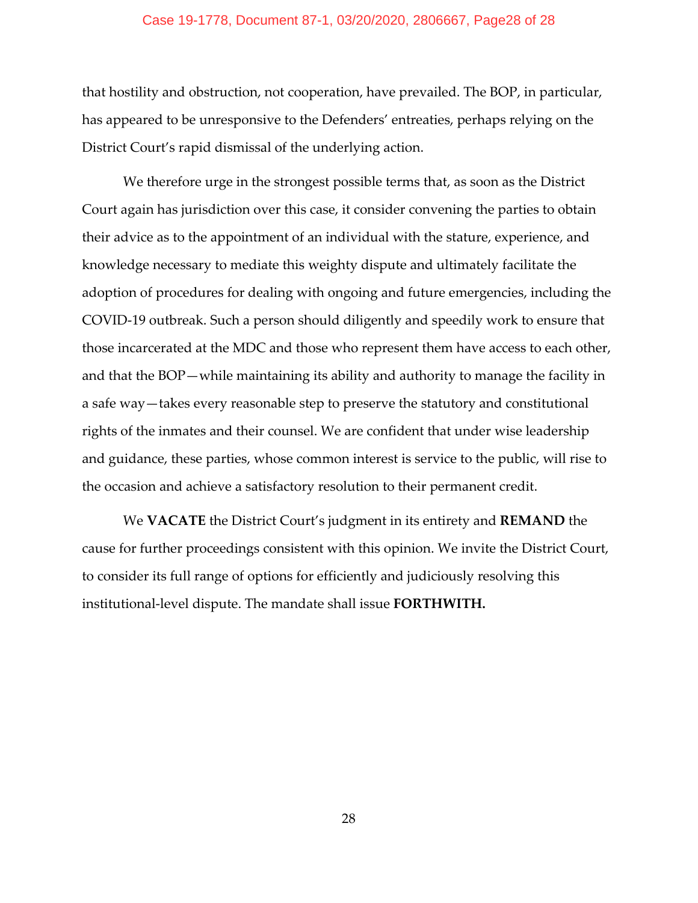that hostility and obstruction, not cooperation, have prevailed. The BOP, in particular, has appeared to be unresponsive to the Defenders' entreaties, perhaps relying on the District Court's rapid dismissal of the underlying action.

We therefore urge in the strongest possible terms that, as soon as the District Court again has jurisdiction over this case, it consider convening the parties to obtain their advice as to the appointment of an individual with the stature, experience, and knowledge necessary to mediate this weighty dispute and ultimately facilitate the adoption of procedures for dealing with ongoing and future emergencies, including the COVID-19 outbreak. Such a person should diligently and speedily work to ensure that those incarcerated at the MDC and those who represent them have access to each other, and that the BOP—while maintaining its ability and authority to manage the facility in a safe way—takes every reasonable step to preserve the statutory and constitutional rights of the inmates and their counsel. We are confident that under wise leadership and guidance, these parties, whose common interest is service to the public, will rise to the occasion and achieve a satisfactory resolution to their permanent credit.

We **VACATE** the District Court's judgment in its entirety and **REMAND** the cause for further proceedings consistent with this opinion. We invite the District Court, to consider its full range of options for efficiently and judiciously resolving this institutional-level dispute. The mandate shall issue **FORTHWITH.**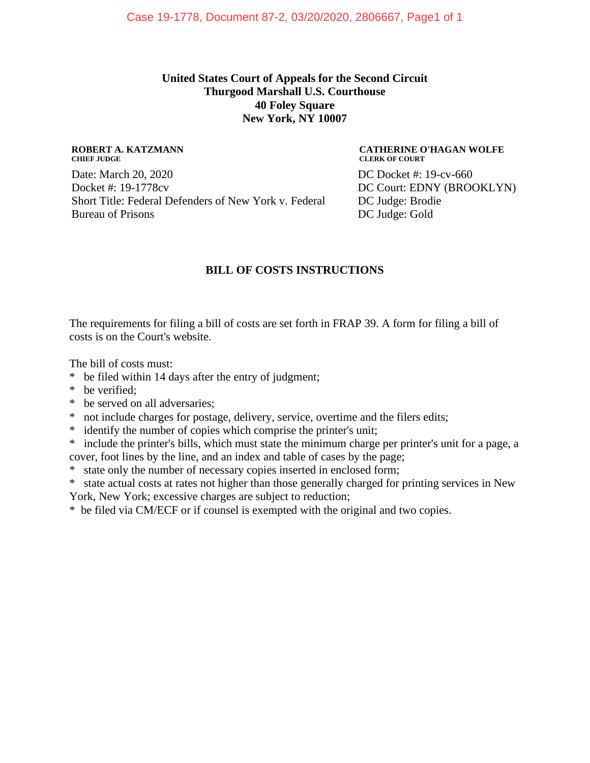**United States Court of Appeals for the Second Circuit**
**Thurgood Marshall U.S. Courthouse**
**40 Foley Square**
**New York, NY 10007**

**ROBERT A. KATZMANN**
**CHIEF JUDGE**

**CATHERINE O'HAGAN WOLFE**
**CLERK OF COURT**

Date: March 20, 2020
Docket #: 19-1778cv
Short Title: Federal Defenders of New York v. Federal Bureau of Prisons

DC Docket #: 19-cv-660
DC Court: EDNY (BROOKLYN)
DC Judge: Brodie
DC Judge: Gold

## BILL OF COSTS INSTRUCTIONS

The requirements for filing a bill of costs are set forth in FRAP 39. A form for filing a bill of costs is on the Court's website.

The bill of costs must:
* be filed within 14 days after the entry of judgment;
* be verified;
* be served on all adversaries;
* not include charges for postage, delivery, service, overtime and the filers edits;
* identify the number of copies which comprise the printer's unit;
* include the printer's bills, which must state the minimum charge per printer's unit for a page, a cover, foot lines by the line, and an index and table of cases by the page;
* state only the number of necessary copies inserted in enclosed form;
* state actual costs at rates not higher than those generally charged for printing services in New York, New York; excessive charges are subject to reduction;
* be filed via CM/ECF or if counsel is exempted with the original and two copies.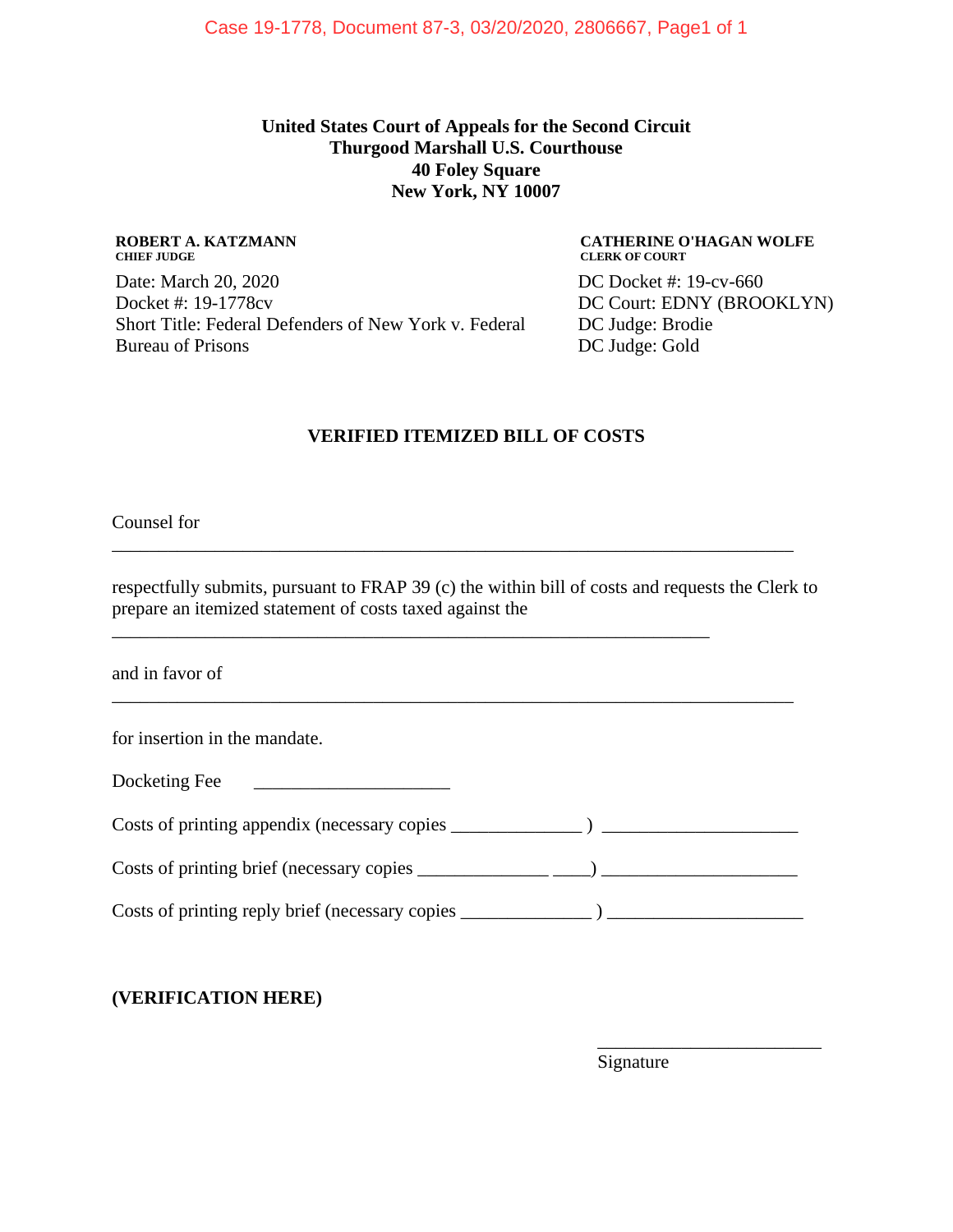**United States Court of Appeals for the Second Circuit**
**Thurgood Marshall U.S. Courthouse**
**40 Foley Square**
**New York, NY 10007**

**ROBERT A. KATZMANN**
**CHIEF JUDGE**

Date: March 20, 2020
Docket #: 19-1778cv
Short Title: Federal Defenders of New York v. Federal Bureau of Prisons

**CATHERINE O'HAGAN WOLFE**
**CLERK OF COURT**

DC Docket #: 19-cv-660
DC Court: EDNY (BROOKLYN)
DC Judge: Brodie
DC Judge: Gold

## VERIFIED ITEMIZED BILL OF COSTS

Counsel for

_______________________________________________________________________

respectfully submits, pursuant to FRAP 39 (c) the within bill of costs and requests the Clerk to prepare an itemized statement of costs taxed against the

_______________________________________________________________

and in favor of

_______________________________________________________________________

for insertion in the mandate.

Docketing Fee _____________________

Costs of printing appendix (necessary copies ______________ ) _____________________

Costs of printing brief (necessary copies ______________ ____) _____________________

Costs of printing reply brief (necessary copies ______________ ) _____________________

**(VERIFICATION HERE)**

________________________
Signature